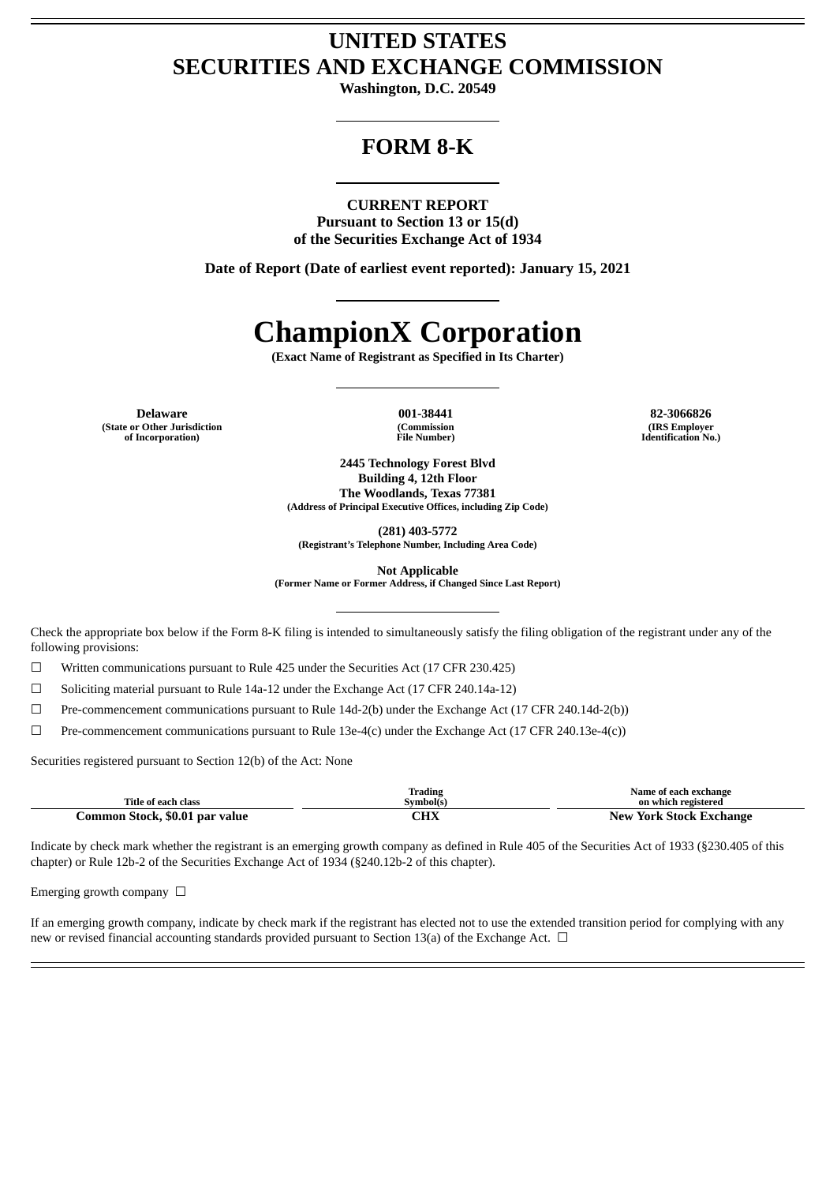# UNITED STATES
# SECURITIES AND EXCHANGE COMMISSION

**Washington, D.C. 20549**

# FORM 8-K

**CURRENT REPORT**
**Pursuant to Section 13 or 15(d)**
**of the Securities Exchange Act of 1934**

**Date of Report (Date of earliest event reported): January 15, 2021**

# ChampionX Corporation

**(Exact Name of Registrant as Specified in Its Charter)**

| Delaware | 001-38441 | 82-3066826 |
|---|---|---|
| (State or Other Jurisdiction of Incorporation) | (Commission File Number) | (IRS Employer Identification No.) |

**2445 Technology Forest Blvd**
**Building 4, 12th Floor**
**The Woodlands, Texas 77381**
**(Address of Principal Executive Offices, including Zip Code)**

**(281) 403-5772**
**(Registrant's Telephone Number, Including Area Code)**

**Not Applicable**
**(Former Name or Former Address, if Changed Since Last Report)**

Check the appropriate box below if the Form 8-K filing is intended to simultaneously satisfy the filing obligation of the registrant under any of the following provisions:

☐ Written communications pursuant to Rule 425 under the Securities Act (17 CFR 230.425)

☐ Soliciting material pursuant to Rule 14a-12 under the Exchange Act (17 CFR 240.14a-12)

☐ Pre-commencement communications pursuant to Rule 14d-2(b) under the Exchange Act (17 CFR 240.14d-2(b))

☐ Pre-commencement communications pursuant to Rule 13e-4(c) under the Exchange Act (17 CFR 240.13e-4(c))

Securities registered pursuant to Section 12(b) of the Act: None

| Title of each class | Trading Symbol(s) | Name of each exchange on which registered |
|---|---|---|
| Common Stock, $0.01 par value | CHX | New York Stock Exchange |

Indicate by check mark whether the registrant is an emerging growth company as defined in Rule 405 of the Securities Act of 1933 (§230.405 of this chapter) or Rule 12b-2 of the Securities Exchange Act of 1934 (§240.12b-2 of this chapter).

Emerging growth company ☐

If an emerging growth company, indicate by check mark if the registrant has elected not to use the extended transition period for complying with any new or revised financial accounting standards provided pursuant to Section 13(a) of the Exchange Act. ☐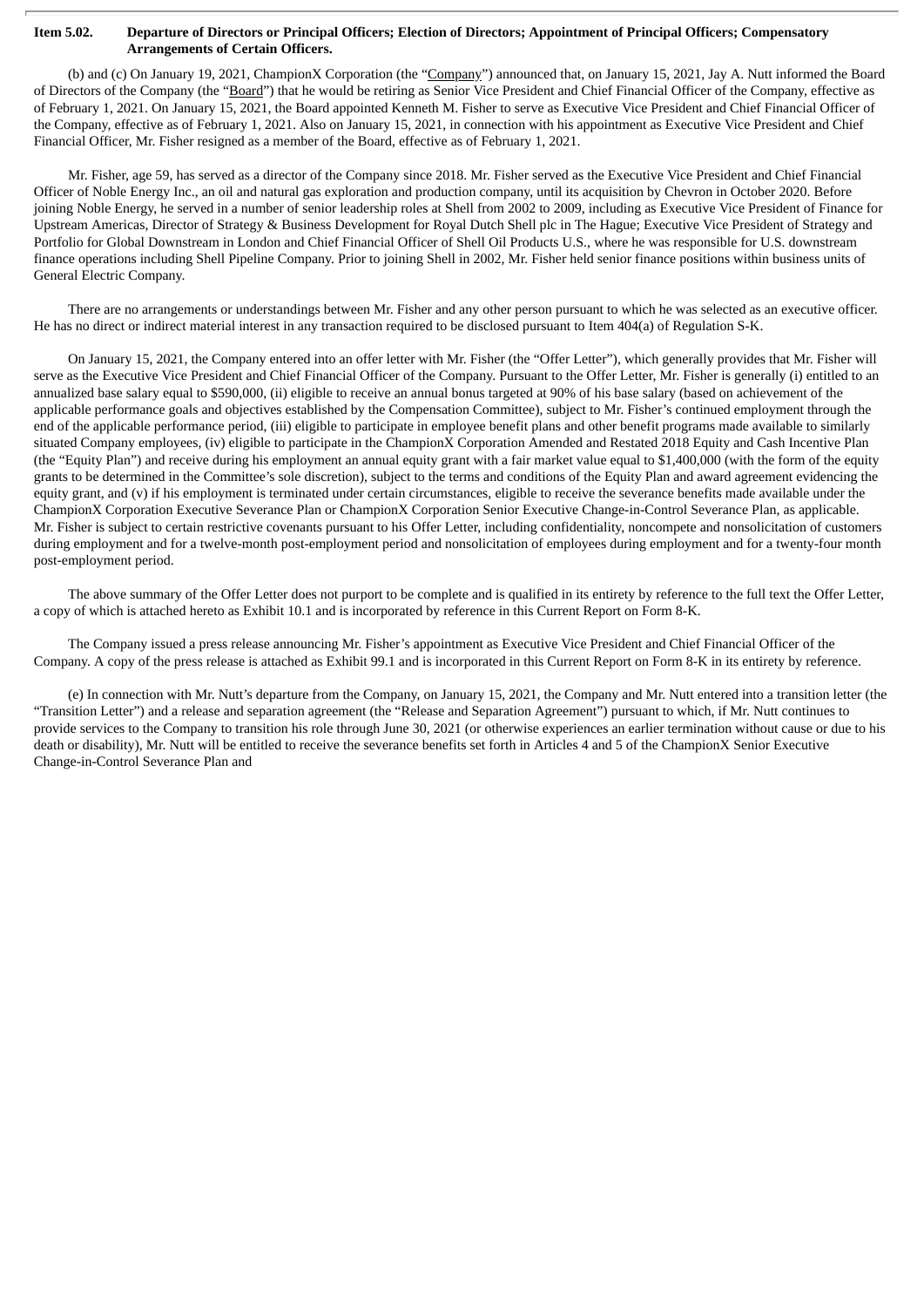**Item 5.02. Departure of Directors or Principal Officers; Election of Directors; Appointment of Principal Officers; Compensatory Arrangements of Certain Officers.**

(b) and (c) On January 19, 2021, ChampionX Corporation (the "Company") announced that, on January 15, 2021, Jay A. Nutt informed the Board of Directors of the Company (the "Board") that he would be retiring as Senior Vice President and Chief Financial Officer of the Company, effective as of February 1, 2021. On January 15, 2021, the Board appointed Kenneth M. Fisher to serve as Executive Vice President and Chief Financial Officer of the Company, effective as of February 1, 2021. Also on January 15, 2021, in connection with his appointment as Executive Vice President and Chief Financial Officer, Mr. Fisher resigned as a member of the Board, effective as of February 1, 2021.

Mr. Fisher, age 59, has served as a director of the Company since 2018. Mr. Fisher served as the Executive Vice President and Chief Financial Officer of Noble Energy Inc., an oil and natural gas exploration and production company, until its acquisition by Chevron in October 2020. Before joining Noble Energy, he served in a number of senior leadership roles at Shell from 2002 to 2009, including as Executive Vice President of Finance for Upstream Americas, Director of Strategy & Business Development for Royal Dutch Shell plc in The Hague; Executive Vice President of Strategy and Portfolio for Global Downstream in London and Chief Financial Officer of Shell Oil Products U.S., where he was responsible for U.S. downstream finance operations including Shell Pipeline Company. Prior to joining Shell in 2002, Mr. Fisher held senior finance positions within business units of General Electric Company.

There are no arrangements or understandings between Mr. Fisher and any other person pursuant to which he was selected as an executive officer. He has no direct or indirect material interest in any transaction required to be disclosed pursuant to Item 404(a) of Regulation S-K.

On January 15, 2021, the Company entered into an offer letter with Mr. Fisher (the "Offer Letter"), which generally provides that Mr. Fisher will serve as the Executive Vice President and Chief Financial Officer of the Company. Pursuant to the Offer Letter, Mr. Fisher is generally (i) entitled to an annualized base salary equal to $590,000, (ii) eligible to receive an annual bonus targeted at 90% of his base salary (based on achievement of the applicable performance goals and objectives established by the Compensation Committee), subject to Mr. Fisher's continued employment through the end of the applicable performance period, (iii) eligible to participate in employee benefit plans and other benefit programs made available to similarly situated Company employees, (iv) eligible to participate in the ChampionX Corporation Amended and Restated 2018 Equity and Cash Incentive Plan (the "Equity Plan") and receive during his employment an annual equity grant with a fair market value equal to $1,400,000 (with the form of the equity grants to be determined in the Committee's sole discretion), subject to the terms and conditions of the Equity Plan and award agreement evidencing the equity grant, and (v) if his employment is terminated under certain circumstances, eligible to receive the severance benefits made available under the ChampionX Corporation Executive Severance Plan or ChampionX Corporation Senior Executive Change-in-Control Severance Plan, as applicable. Mr. Fisher is subject to certain restrictive covenants pursuant to his Offer Letter, including confidentiality, noncompete and nonsolicitation of customers during employment and for a twelve-month post-employment period and nonsolicitation of employees during employment and for a twenty-four month post-employment period.

The above summary of the Offer Letter does not purport to be complete and is qualified in its entirety by reference to the full text the Offer Letter, a copy of which is attached hereto as Exhibit 10.1 and is incorporated by reference in this Current Report on Form 8-K.

The Company issued a press release announcing Mr. Fisher's appointment as Executive Vice President and Chief Financial Officer of the Company. A copy of the press release is attached as Exhibit 99.1 and is incorporated in this Current Report on Form 8-K in its entirety by reference.

(e) In connection with Mr. Nutt's departure from the Company, on January 15, 2021, the Company and Mr. Nutt entered into a transition letter (the "Transition Letter") and a release and separation agreement (the "Release and Separation Agreement") pursuant to which, if Mr. Nutt continues to provide services to the Company to transition his role through June 30, 2021 (or otherwise experiences an earlier termination without cause or due to his death or disability), Mr. Nutt will be entitled to receive the severance benefits set forth in Articles 4 and 5 of the ChampionX Senior Executive Change-in-Control Severance Plan and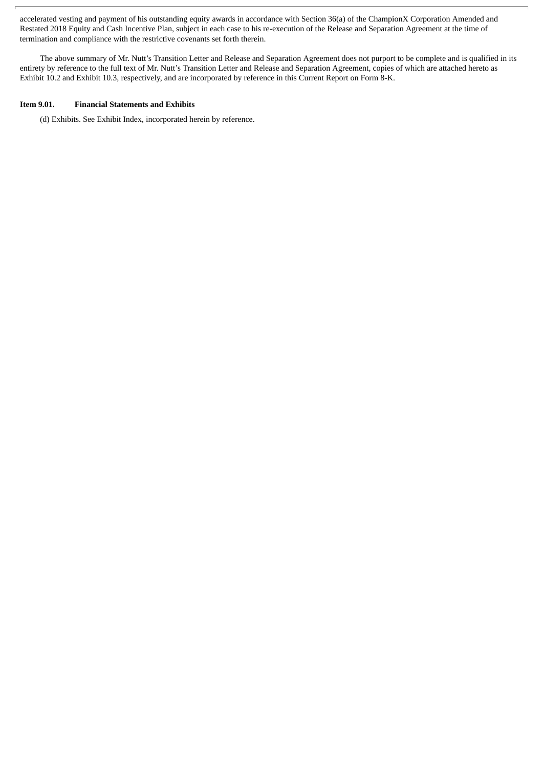accelerated vesting and payment of his outstanding equity awards in accordance with Section 36(a) of the ChampionX Corporation Amended and Restated 2018 Equity and Cash Incentive Plan, subject in each case to his re-execution of the Release and Separation Agreement at the time of termination and compliance with the restrictive covenants set forth therein.

The above summary of Mr. Nutt's Transition Letter and Release and Separation Agreement does not purport to be complete and is qualified in its entirety by reference to the full text of Mr. Nutt's Transition Letter and Release and Separation Agreement, copies of which are attached hereto as Exhibit 10.2 and Exhibit 10.3, respectively, and are incorporated by reference in this Current Report on Form 8-K.

**Item 9.01. Financial Statements and Exhibits**

(d) Exhibits. See Exhibit Index, incorporated herein by reference.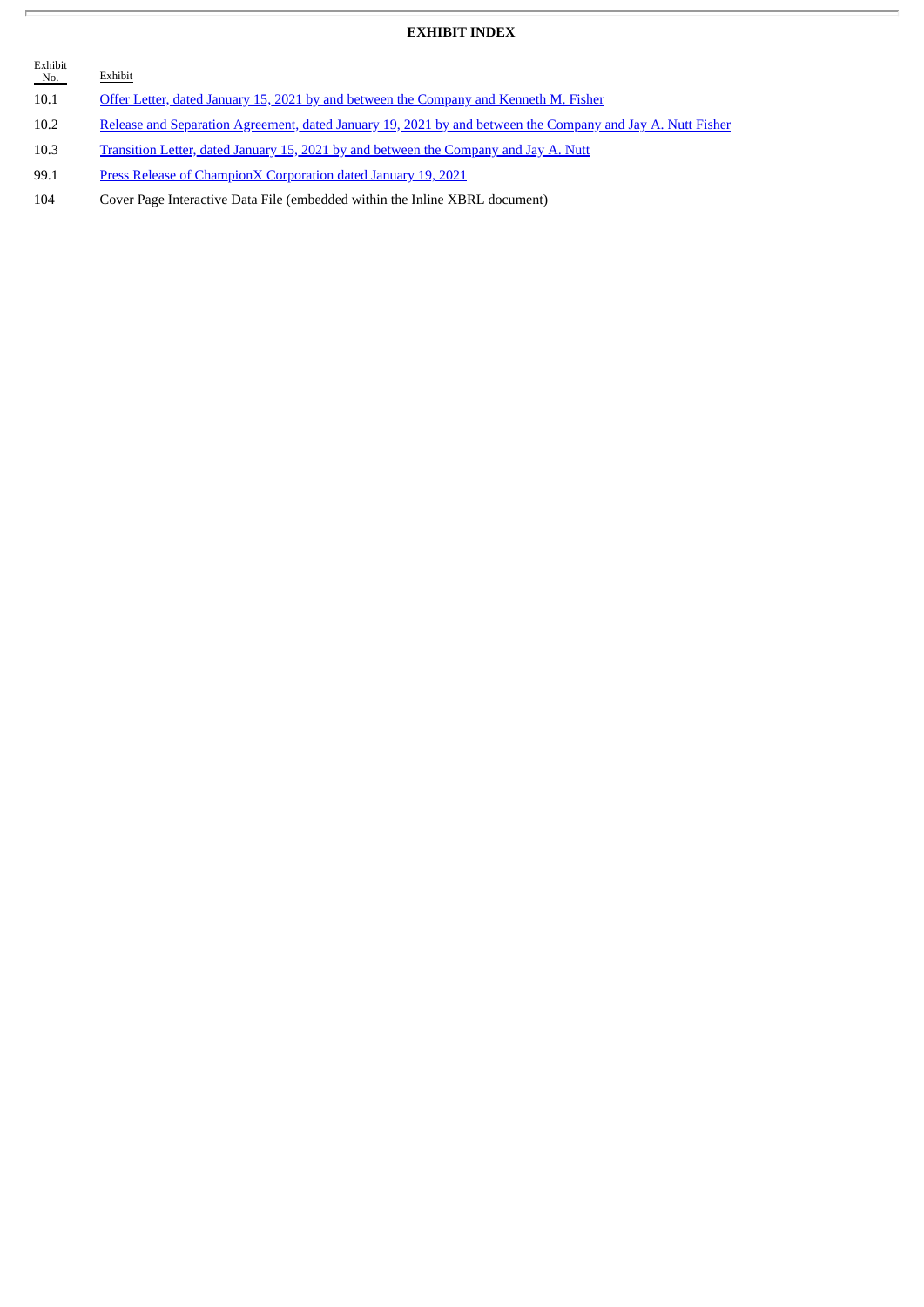**EXHIBIT INDEX**

| Exhibit No. | Exhibit |
| --- | --- |
| 10.1 | Offer Letter, dated January 15, 2021 by and between the Company and Kenneth M. Fisher |
| 10.2 | Release and Separation Agreement, dated January 19, 2021 by and between the Company and Jay A. Nutt Fisher |
| 10.3 | Transition Letter, dated January 15, 2021 by and between the Company and Jay A. Nutt |
| 99.1 | Press Release of ChampionX Corporation dated January 19, 2021 |
| 104 | Cover Page Interactive Data File (embedded within the Inline XBRL document) |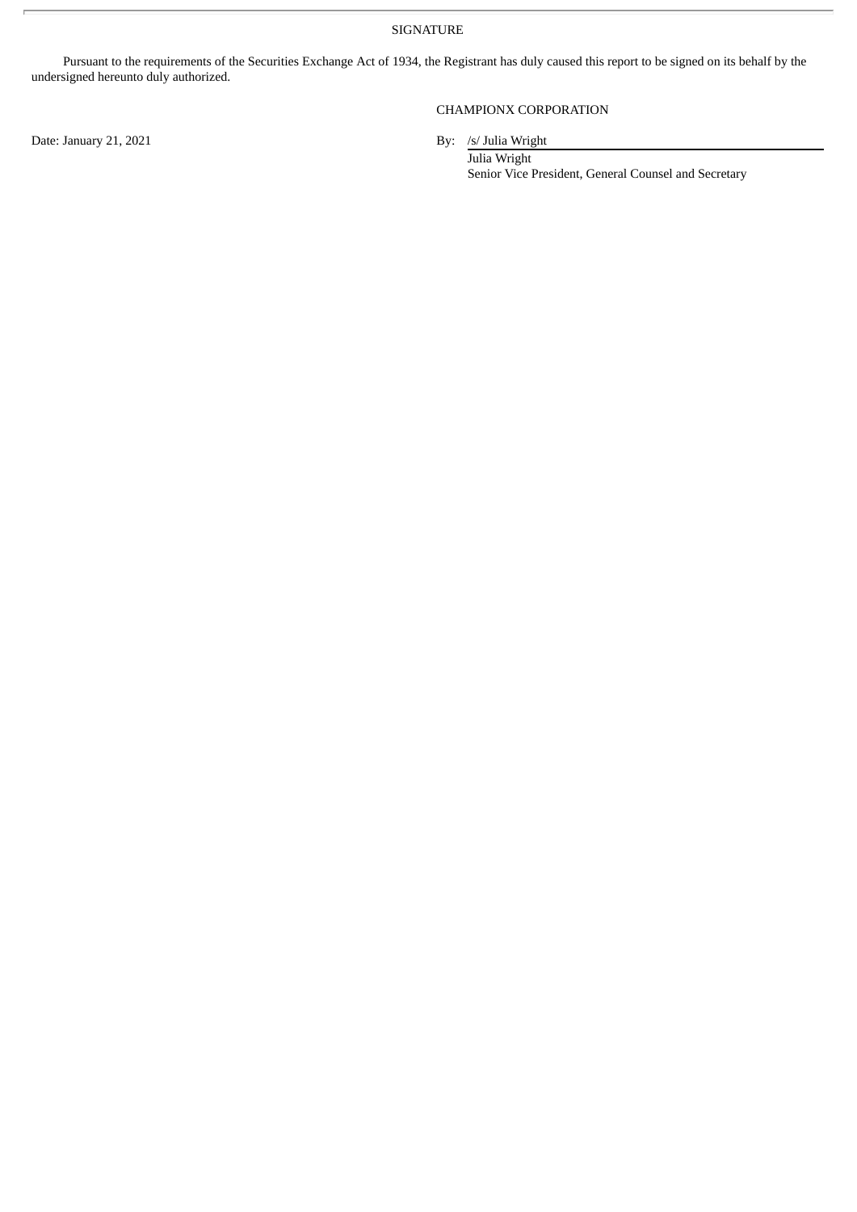SIGNATURE

Pursuant to the requirements of the Securities Exchange Act of 1934, the Registrant has duly caused this report to be signed on its behalf by the undersigned hereunto duly authorized.

CHAMPIONX CORPORATION

Date: January 21, 2021

By: /s/ Julia Wright

Julia Wright

Senior Vice President, General Counsel and Secretary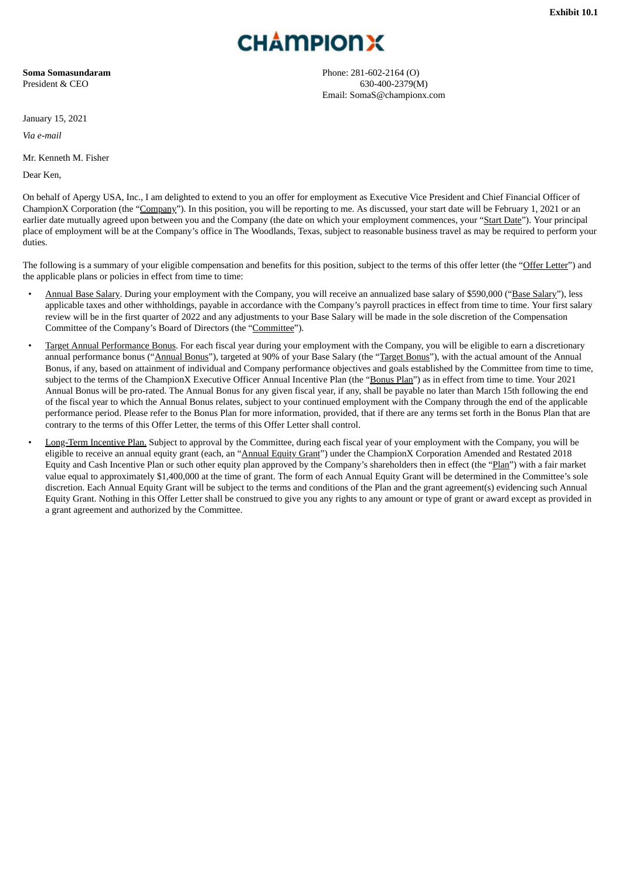**Exhibit 10.1**

CHAMPIONX

**Soma Somasundaram**
President & CEO

Phone: 281-602-2164 (O)
630-400-2379(M)
Email: SomaS@championx.com

January 15, 2021

*Via e-mail*

Mr. Kenneth M. Fisher

Dear Ken,

On behalf of Apergy USA, Inc., I am delighted to extend to you an offer for employment as Executive Vice President and Chief Financial Officer of ChampionX Corporation (the "Company"). In this position, you will be reporting to me. As discussed, your start date will be February 1, 2021 or an earlier date mutually agreed upon between you and the Company (the date on which your employment commences, your "Start Date"). Your principal place of employment will be at the Company's office in The Woodlands, Texas, subject to reasonable business travel as may be required to perform your duties.

The following is a summary of your eligible compensation and benefits for this position, subject to the terms of this offer letter (the "Offer Letter") and the applicable plans or policies in effect from time to time:

- Annual Base Salary. During your employment with the Company, you will receive an annualized base salary of $590,000 ("Base Salary"), less applicable taxes and other withholdings, payable in accordance with the Company's payroll practices in effect from time to time. Your first salary review will be in the first quarter of 2022 and any adjustments to your Base Salary will be made in the sole discretion of the Compensation Committee of the Company's Board of Directors (the "Committee").
- Target Annual Performance Bonus. For each fiscal year during your employment with the Company, you will be eligible to earn a discretionary annual performance bonus ("Annual Bonus"), targeted at 90% of your Base Salary (the "Target Bonus"), with the actual amount of the Annual Bonus, if any, based on attainment of individual and Company performance objectives and goals established by the Committee from time to time, subject to the terms of the ChampionX Executive Officer Annual Incentive Plan (the "Bonus Plan") as in effect from time to time. Your 2021 Annual Bonus will be pro-rated. The Annual Bonus for any given fiscal year, if any, shall be payable no later than March 15th following the end of the fiscal year to which the Annual Bonus relates, subject to your continued employment with the Company through the end of the applicable performance period. Please refer to the Bonus Plan for more information, provided, that if there are any terms set forth in the Bonus Plan that are contrary to the terms of this Offer Letter, the terms of this Offer Letter shall control.
- Long-Term Incentive Plan. Subject to approval by the Committee, during each fiscal year of your employment with the Company, you will be eligible to receive an annual equity grant (each, an "Annual Equity Grant") under the ChampionX Corporation Amended and Restated 2018 Equity and Cash Incentive Plan or such other equity plan approved by the Company's shareholders then in effect (the "Plan") with a fair market value equal to approximately $1,400,000 at the time of grant. The form of each Annual Equity Grant will be determined in the Committee's sole discretion. Each Annual Equity Grant will be subject to the terms and conditions of the Plan and the grant agreement(s) evidencing such Annual Equity Grant. Nothing in this Offer Letter shall be construed to give you any rights to any amount or type of grant or award except as provided in a grant agreement and authorized by the Committee.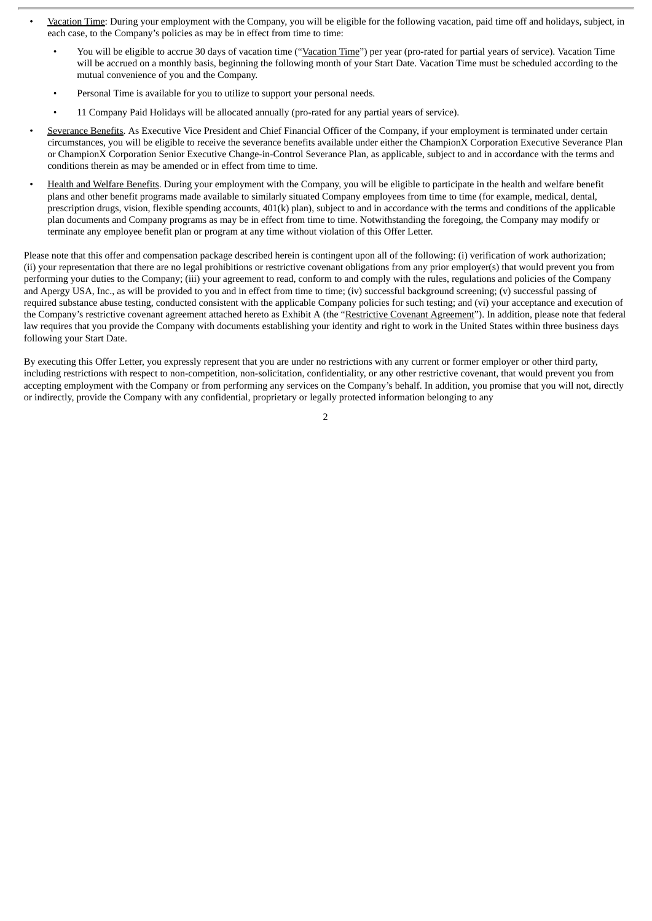- Vacation Time: During your employment with the Company, you will be eligible for the following vacation, paid time off and holidays, subject, in each case, to the Company's policies as may be in effect from time to time:
  - You will be eligible to accrue 30 days of vacation time ("Vacation Time") per year (pro-rated for partial years of service). Vacation Time will be accrued on a monthly basis, beginning the following month of your Start Date. Vacation Time must be scheduled according to the mutual convenience of you and the Company.
  - Personal Time is available for you to utilize to support your personal needs.
  - 11 Company Paid Holidays will be allocated annually (pro-rated for any partial years of service).
- Severance Benefits. As Executive Vice President and Chief Financial Officer of the Company, if your employment is terminated under certain circumstances, you will be eligible to receive the severance benefits available under either the ChampionX Corporation Executive Severance Plan or ChampionX Corporation Senior Executive Change-in-Control Severance Plan, as applicable, subject to and in accordance with the terms and conditions therein as may be amended or in effect from time to time.
- Health and Welfare Benefits. During your employment with the Company, you will be eligible to participate in the health and welfare benefit plans and other benefit programs made available to similarly situated Company employees from time to time (for example, medical, dental, prescription drugs, vision, flexible spending accounts, 401(k) plan), subject to and in accordance with the terms and conditions of the applicable plan documents and Company programs as may be in effect from time to time. Notwithstanding the foregoing, the Company may modify or terminate any employee benefit plan or program at any time without violation of this Offer Letter.

Please note that this offer and compensation package described herein is contingent upon all of the following: (i) verification of work authorization; (ii) your representation that there are no legal prohibitions or restrictive covenant obligations from any prior employer(s) that would prevent you from performing your duties to the Company; (iii) your agreement to read, conform to and comply with the rules, regulations and policies of the Company and Apergy USA, Inc., as will be provided to you and in effect from time to time; (iv) successful background screening; (v) successful passing of required substance abuse testing, conducted consistent with the applicable Company policies for such testing; and (vi) your acceptance and execution of the Company's restrictive covenant agreement attached hereto as Exhibit A (the "Restrictive Covenant Agreement"). In addition, please note that federal law requires that you provide the Company with documents establishing your identity and right to work in the United States within three business days following your Start Date.

By executing this Offer Letter, you expressly represent that you are under no restrictions with any current or former employer or other third party, including restrictions with respect to non-competition, non-solicitation, confidentiality, or any other restrictive covenant, that would prevent you from accepting employment with the Company or from performing any services on the Company's behalf. In addition, you promise that you will not, directly or indirectly, provide the Company with any confidential, proprietary or legally protected information belonging to any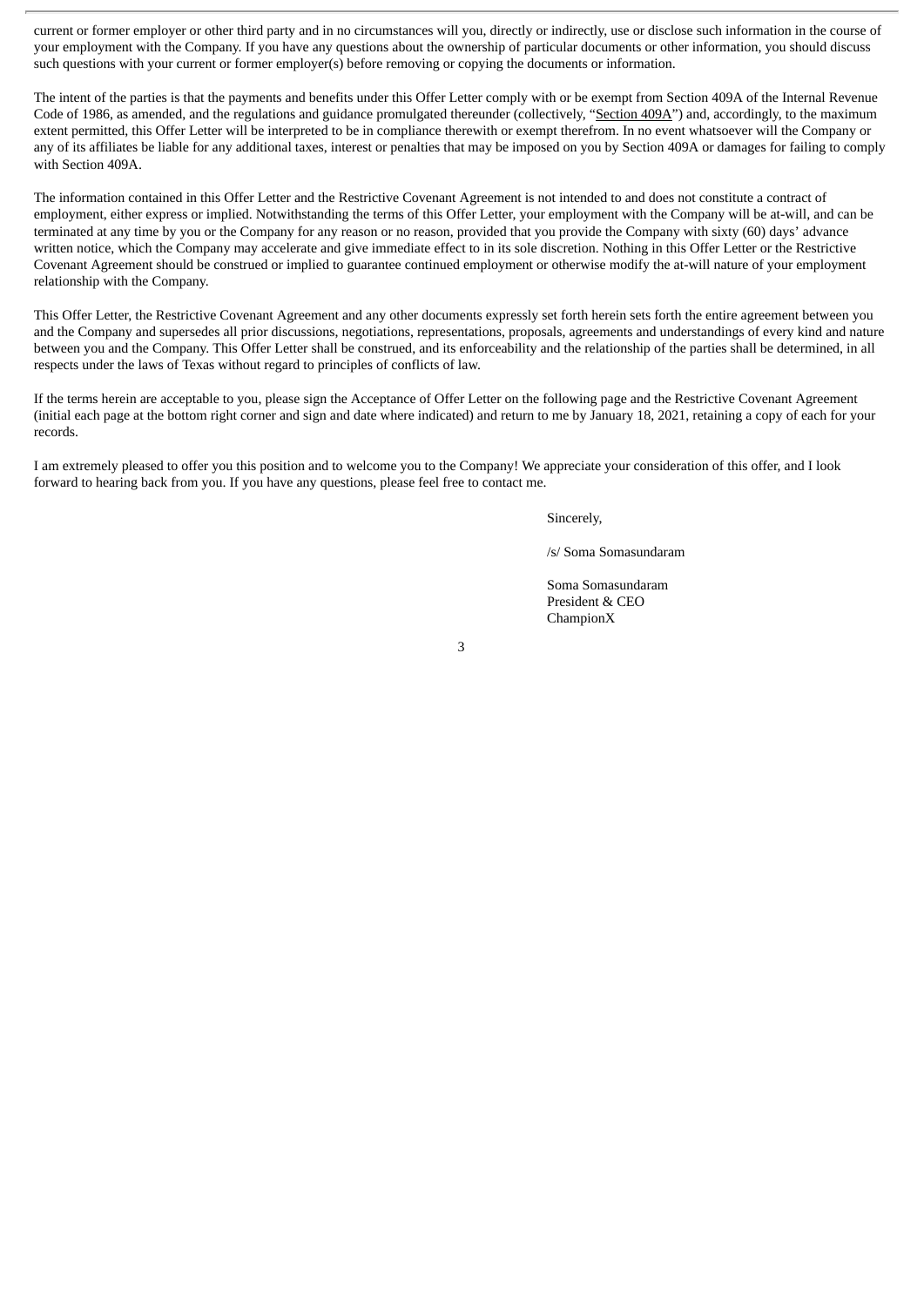current or former employer or other third party and in no circumstances will you, directly or indirectly, use or disclose such information in the course of your employment with the Company. If you have any questions about the ownership of particular documents or other information, you should discuss such questions with your current or former employer(s) before removing or copying the documents or information.

The intent of the parties is that the payments and benefits under this Offer Letter comply with or be exempt from Section 409A of the Internal Revenue Code of 1986, as amended, and the regulations and guidance promulgated thereunder (collectively, "Section 409A") and, accordingly, to the maximum extent permitted, this Offer Letter will be interpreted to be in compliance therewith or exempt therefrom. In no event whatsoever will the Company or any of its affiliates be liable for any additional taxes, interest or penalties that may be imposed on you by Section 409A or damages for failing to comply with Section 409A.

The information contained in this Offer Letter and the Restrictive Covenant Agreement is not intended to and does not constitute a contract of employment, either express or implied. Notwithstanding the terms of this Offer Letter, your employment with the Company will be at-will, and can be terminated at any time by you or the Company for any reason or no reason, provided that you provide the Company with sixty (60) days' advance written notice, which the Company may accelerate and give immediate effect to in its sole discretion. Nothing in this Offer Letter or the Restrictive Covenant Agreement should be construed or implied to guarantee continued employment or otherwise modify the at-will nature of your employment relationship with the Company.

This Offer Letter, the Restrictive Covenant Agreement and any other documents expressly set forth herein sets forth the entire agreement between you and the Company and supersedes all prior discussions, negotiations, representations, proposals, agreements and understandings of every kind and nature between you and the Company. This Offer Letter shall be construed, and its enforceability and the relationship of the parties shall be determined, in all respects under the laws of Texas without regard to principles of conflicts of law.

If the terms herein are acceptable to you, please sign the Acceptance of Offer Letter on the following page and the Restrictive Covenant Agreement (initial each page at the bottom right corner and sign and date where indicated) and return to me by January 18, 2021, retaining a copy of each for your records.

I am extremely pleased to offer you this position and to welcome you to the Company! We appreciate your consideration of this offer, and I look forward to hearing back from you. If you have any questions, please feel free to contact me.

Sincerely,

/s/ Soma Somasundaram

Soma Somasundaram
President & CEO
ChampionX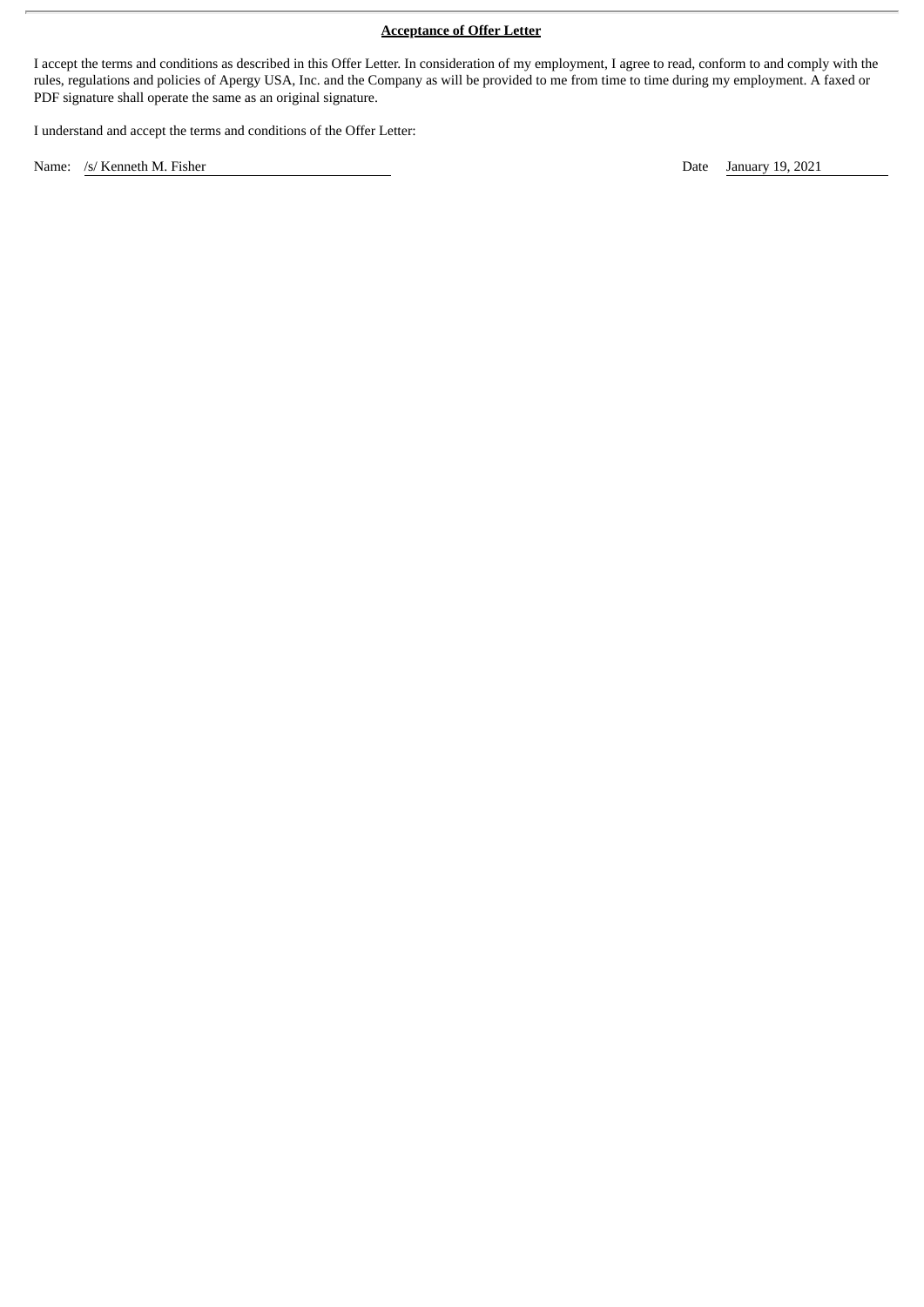**Acceptance of Offer Letter**

I accept the terms and conditions as described in this Offer Letter. In consideration of my employment, I agree to read, conform to and comply with the rules, regulations and policies of Apergy USA, Inc. and the Company as will be provided to me from time to time during my employment. A faxed or PDF signature shall operate the same as an original signature.

I understand and accept the terms and conditions of the Offer Letter:

Name: /s/ Kenneth M. Fisher Date January 19, 2021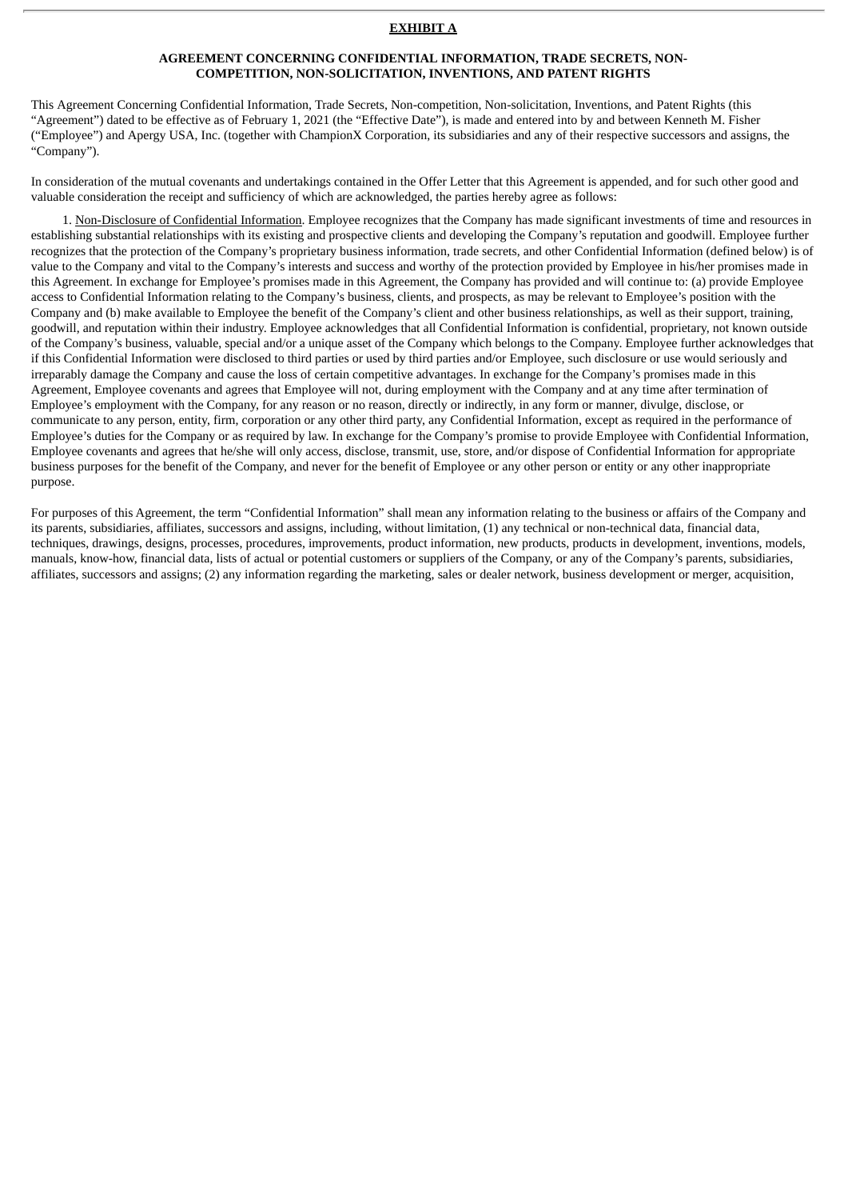**EXHIBIT A**

**AGREEMENT CONCERNING CONFIDENTIAL INFORMATION, TRADE SECRETS, NON-COMPETITION, NON-SOLICITATION, INVENTIONS, AND PATENT RIGHTS**

This Agreement Concerning Confidential Information, Trade Secrets, Non-competition, Non-solicitation, Inventions, and Patent Rights (this "Agreement") dated to be effective as of February 1, 2021 (the "Effective Date"), is made and entered into by and between Kenneth M. Fisher ("Employee") and Apergy USA, Inc. (together with ChampionX Corporation, its subsidiaries and any of their respective successors and assigns, the "Company").

In consideration of the mutual covenants and undertakings contained in the Offer Letter that this Agreement is appended, and for such other good and valuable consideration the receipt and sufficiency of which are acknowledged, the parties hereby agree as follows:

1. Non-Disclosure of Confidential Information. Employee recognizes that the Company has made significant investments of time and resources in establishing substantial relationships with its existing and prospective clients and developing the Company's reputation and goodwill. Employee further recognizes that the protection of the Company's proprietary business information, trade secrets, and other Confidential Information (defined below) is of value to the Company and vital to the Company's interests and success and worthy of the protection provided by Employee in his/her promises made in this Agreement. In exchange for Employee's promises made in this Agreement, the Company has provided and will continue to: (a) provide Employee access to Confidential Information relating to the Company's business, clients, and prospects, as may be relevant to Employee's position with the Company and (b) make available to Employee the benefit of the Company's client and other business relationships, as well as their support, training, goodwill, and reputation within their industry. Employee acknowledges that all Confidential Information is confidential, proprietary, not known outside of the Company's business, valuable, special and/or a unique asset of the Company which belongs to the Company. Employee further acknowledges that if this Confidential Information were disclosed to third parties or used by third parties and/or Employee, such disclosure or use would seriously and irreparably damage the Company and cause the loss of certain competitive advantages. In exchange for the Company's promises made in this Agreement, Employee covenants and agrees that Employee will not, during employment with the Company and at any time after termination of Employee's employment with the Company, for any reason or no reason, directly or indirectly, in any form or manner, divulge, disclose, or communicate to any person, entity, firm, corporation or any other third party, any Confidential Information, except as required in the performance of Employee's duties for the Company or as required by law. In exchange for the Company's promise to provide Employee with Confidential Information, Employee covenants and agrees that he/she will only access, disclose, transmit, use, store, and/or dispose of Confidential Information for appropriate business purposes for the benefit of the Company, and never for the benefit of Employee or any other person or entity or any other inappropriate purpose.

For purposes of this Agreement, the term "Confidential Information" shall mean any information relating to the business or affairs of the Company and its parents, subsidiaries, affiliates, successors and assigns, including, without limitation, (1) any technical or non-technical data, financial data, techniques, drawings, designs, processes, procedures, improvements, product information, new products, products in development, inventions, models, manuals, know-how, financial data, lists of actual or potential customers or suppliers of the Company, or any of the Company's parents, subsidiaries, affiliates, successors and assigns; (2) any information regarding the marketing, sales or dealer network, business development or merger, acquisition,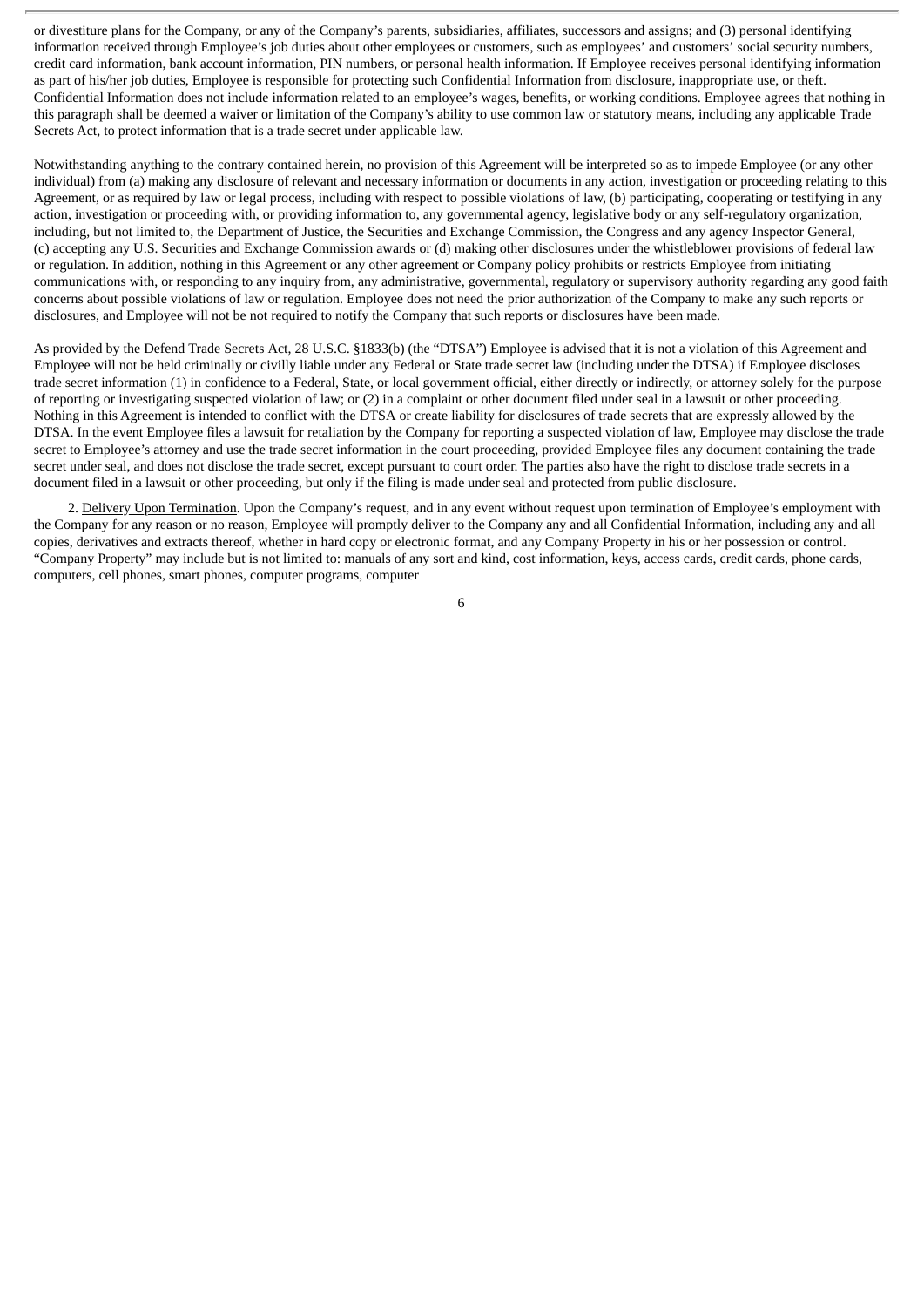or divestiture plans for the Company, or any of the Company's parents, subsidiaries, affiliates, successors and assigns; and (3) personal identifying information received through Employee's job duties about other employees or customers, such as employees' and customers' social security numbers, credit card information, bank account information, PIN numbers, or personal health information. If Employee receives personal identifying information as part of his/her job duties, Employee is responsible for protecting such Confidential Information from disclosure, inappropriate use, or theft. Confidential Information does not include information related to an employee's wages, benefits, or working conditions. Employee agrees that nothing in this paragraph shall be deemed a waiver or limitation of the Company's ability to use common law or statutory means, including any applicable Trade Secrets Act, to protect information that is a trade secret under applicable law.

Notwithstanding anything to the contrary contained herein, no provision of this Agreement will be interpreted so as to impede Employee (or any other individual) from (a) making any disclosure of relevant and necessary information or documents in any action, investigation or proceeding relating to this Agreement, or as required by law or legal process, including with respect to possible violations of law, (b) participating, cooperating or testifying in any action, investigation or proceeding with, or providing information to, any governmental agency, legislative body or any self-regulatory organization, including, but not limited to, the Department of Justice, the Securities and Exchange Commission, the Congress and any agency Inspector General, (c) accepting any U.S. Securities and Exchange Commission awards or (d) making other disclosures under the whistleblower provisions of federal law or regulation. In addition, nothing in this Agreement or any other agreement or Company policy prohibits or restricts Employee from initiating communications with, or responding to any inquiry from, any administrative, governmental, regulatory or supervisory authority regarding any good faith concerns about possible violations of law or regulation. Employee does not need the prior authorization of the Company to make any such reports or disclosures, and Employee will not be not required to notify the Company that such reports or disclosures have been made.

As provided by the Defend Trade Secrets Act, 28 U.S.C. §1833(b) (the "DTSA") Employee is advised that it is not a violation of this Agreement and Employee will not be held criminally or civilly liable under any Federal or State trade secret law (including under the DTSA) if Employee discloses trade secret information (1) in confidence to a Federal, State, or local government official, either directly or indirectly, or attorney solely for the purpose of reporting or investigating suspected violation of law; or (2) in a complaint or other document filed under seal in a lawsuit or other proceeding. Nothing in this Agreement is intended to conflict with the DTSA or create liability for disclosures of trade secrets that are expressly allowed by the DTSA. In the event Employee files a lawsuit for retaliation by the Company for reporting a suspected violation of law, Employee may disclose the trade secret to Employee's attorney and use the trade secret information in the court proceeding, provided Employee files any document containing the trade secret under seal, and does not disclose the trade secret, except pursuant to court order. The parties also have the right to disclose trade secrets in a document filed in a lawsuit or other proceeding, but only if the filing is made under seal and protected from public disclosure.

2. Delivery Upon Termination. Upon the Company's request, and in any event without request upon termination of Employee's employment with the Company for any reason or no reason, Employee will promptly deliver to the Company any and all Confidential Information, including any and all copies, derivatives and extracts thereof, whether in hard copy or electronic format, and any Company Property in his or her possession or control. "Company Property" may include but is not limited to: manuals of any sort and kind, cost information, keys, access cards, credit cards, phone cards, computers, cell phones, smart phones, computer programs, computer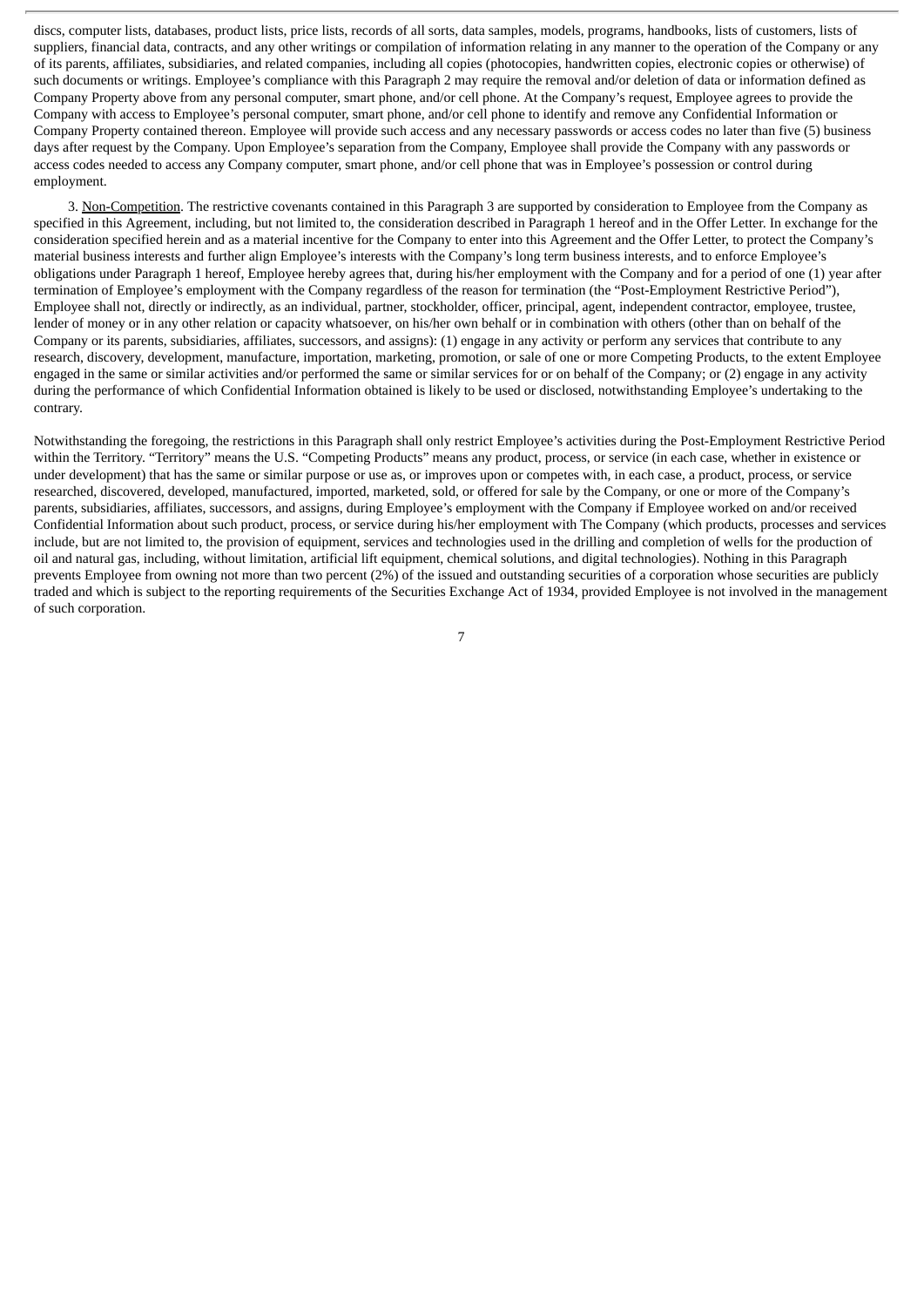discs, computer lists, databases, product lists, price lists, records of all sorts, data samples, models, programs, handbooks, lists of customers, lists of suppliers, financial data, contracts, and any other writings or compilation of information relating in any manner to the operation of the Company or any of its parents, affiliates, subsidiaries, and related companies, including all copies (photocopies, handwritten copies, electronic copies or otherwise) of such documents or writings. Employee's compliance with this Paragraph 2 may require the removal and/or deletion of data or information defined as Company Property above from any personal computer, smart phone, and/or cell phone. At the Company's request, Employee agrees to provide the Company with access to Employee's personal computer, smart phone, and/or cell phone to identify and remove any Confidential Information or Company Property contained thereon. Employee will provide such access and any necessary passwords or access codes no later than five (5) business days after request by the Company. Upon Employee's separation from the Company, Employee shall provide the Company with any passwords or access codes needed to access any Company computer, smart phone, and/or cell phone that was in Employee's possession or control during employment.

3. Non-Competition. The restrictive covenants contained in this Paragraph 3 are supported by consideration to Employee from the Company as specified in this Agreement, including, but not limited to, the consideration described in Paragraph 1 hereof and in the Offer Letter. In exchange for the consideration specified herein and as a material incentive for the Company to enter into this Agreement and the Offer Letter, to protect the Company's material business interests and further align Employee's interests with the Company's long term business interests, and to enforce Employee's obligations under Paragraph 1 hereof, Employee hereby agrees that, during his/her employment with the Company and for a period of one (1) year after termination of Employee's employment with the Company regardless of the reason for termination (the "Post-Employment Restrictive Period"), Employee shall not, directly or indirectly, as an individual, partner, stockholder, officer, principal, agent, independent contractor, employee, trustee, lender of money or in any other relation or capacity whatsoever, on his/her own behalf or in combination with others (other than on behalf of the Company or its parents, subsidiaries, affiliates, successors, and assigns): (1) engage in any activity or perform any services that contribute to any research, discovery, development, manufacture, importation, marketing, promotion, or sale of one or more Competing Products, to the extent Employee engaged in the same or similar activities and/or performed the same or similar services for or on behalf of the Company; or (2) engage in any activity during the performance of which Confidential Information obtained is likely to be used or disclosed, notwithstanding Employee's undertaking to the contrary.

Notwithstanding the foregoing, the restrictions in this Paragraph shall only restrict Employee's activities during the Post-Employment Restrictive Period within the Territory. "Territory" means the U.S. "Competing Products" means any product, process, or service (in each case, whether in existence or under development) that has the same or similar purpose or use as, or improves upon or competes with, in each case, a product, process, or service researched, discovered, developed, manufactured, imported, marketed, sold, or offered for sale by the Company, or one or more of the Company's parents, subsidiaries, affiliates, successors, and assigns, during Employee's employment with the Company if Employee worked on and/or received Confidential Information about such product, process, or service during his/her employment with The Company (which products, processes and services include, but are not limited to, the provision of equipment, services and technologies used in the drilling and completion of wells for the production of oil and natural gas, including, without limitation, artificial lift equipment, chemical solutions, and digital technologies). Nothing in this Paragraph prevents Employee from owning not more than two percent (2%) of the issued and outstanding securities of a corporation whose securities are publicly traded and which is subject to the reporting requirements of the Securities Exchange Act of 1934, provided Employee is not involved in the management of such corporation.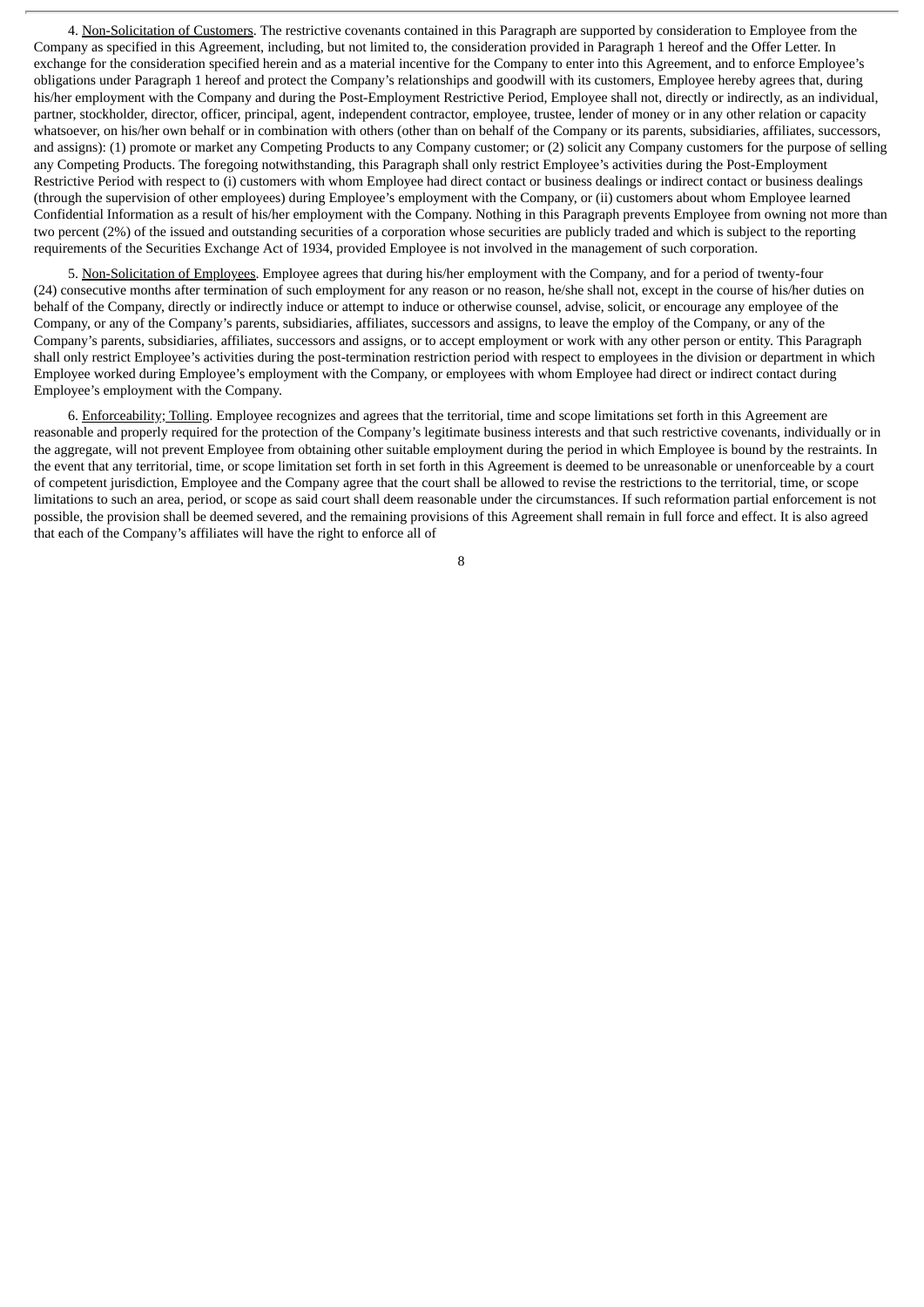4. Non-Solicitation of Customers. The restrictive covenants contained in this Paragraph are supported by consideration to Employee from the Company as specified in this Agreement, including, but not limited to, the consideration provided in Paragraph 1 hereof and the Offer Letter. In exchange for the consideration specified herein and as a material incentive for the Company to enter into this Agreement, and to enforce Employee's obligations under Paragraph 1 hereof and protect the Company's relationships and goodwill with its customers, Employee hereby agrees that, during his/her employment with the Company and during the Post-Employment Restrictive Period, Employee shall not, directly or indirectly, as an individual, partner, stockholder, director, officer, principal, agent, independent contractor, employee, trustee, lender of money or in any other relation or capacity whatsoever, on his/her own behalf or in combination with others (other than on behalf of the Company or its parents, subsidiaries, affiliates, successors, and assigns): (1) promote or market any Competing Products to any Company customer; or (2) solicit any Company customers for the purpose of selling any Competing Products. The foregoing notwithstanding, this Paragraph shall only restrict Employee's activities during the Post-Employment Restrictive Period with respect to (i) customers with whom Employee had direct contact or business dealings or indirect contact or business dealings (through the supervision of other employees) during Employee's employment with the Company, or (ii) customers about whom Employee learned Confidential Information as a result of his/her employment with the Company. Nothing in this Paragraph prevents Employee from owning not more than two percent (2%) of the issued and outstanding securities of a corporation whose securities are publicly traded and which is subject to the reporting requirements of the Securities Exchange Act of 1934, provided Employee is not involved in the management of such corporation.

5. Non-Solicitation of Employees. Employee agrees that during his/her employment with the Company, and for a period of twenty-four (24) consecutive months after termination of such employment for any reason or no reason, he/she shall not, except in the course of his/her duties on behalf of the Company, directly or indirectly induce or attempt to induce or otherwise counsel, advise, solicit, or encourage any employee of the Company, or any of the Company's parents, subsidiaries, affiliates, successors and assigns, to leave the employ of the Company, or any of the Company's parents, subsidiaries, affiliates, successors and assigns, or to accept employment or work with any other person or entity. This Paragraph shall only restrict Employee's activities during the post-termination restriction period with respect to employees in the division or department in which Employee worked during Employee's employment with the Company, or employees with whom Employee had direct or indirect contact during Employee's employment with the Company.

6. Enforceability; Tolling. Employee recognizes and agrees that the territorial, time and scope limitations set forth in this Agreement are reasonable and properly required for the protection of the Company's legitimate business interests and that such restrictive covenants, individually or in the aggregate, will not prevent Employee from obtaining other suitable employment during the period in which Employee is bound by the restraints. In the event that any territorial, time, or scope limitation set forth in set forth in this Agreement is deemed to be unreasonable or unenforceable by a court of competent jurisdiction, Employee and the Company agree that the court shall be allowed to revise the restrictions to the territorial, time, or scope limitations to such an area, period, or scope as said court shall deem reasonable under the circumstances. If such reformation partial enforcement is not possible, the provision shall be deemed severed, and the remaining provisions of this Agreement shall remain in full force and effect. It is also agreed that each of the Company's affiliates will have the right to enforce all of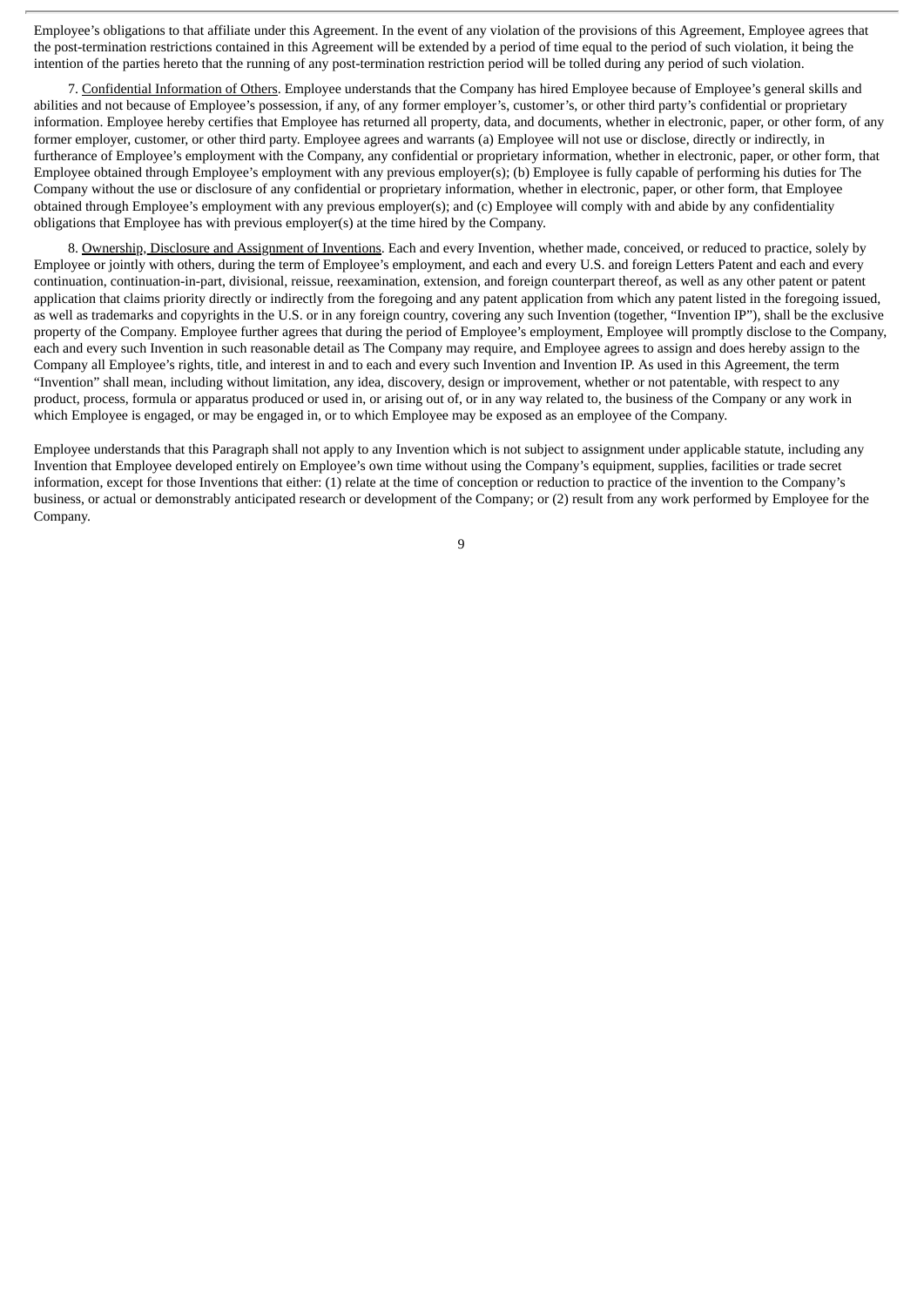Employee's obligations to that affiliate under this Agreement. In the event of any violation of the provisions of this Agreement, Employee agrees that the post-termination restrictions contained in this Agreement will be extended by a period of time equal to the period of such violation, it being the intention of the parties hereto that the running of any post-termination restriction period will be tolled during any period of such violation.

7. Confidential Information of Others. Employee understands that the Company has hired Employee because of Employee's general skills and abilities and not because of Employee's possession, if any, of any former employer's, customer's, or other third party's confidential or proprietary information. Employee hereby certifies that Employee has returned all property, data, and documents, whether in electronic, paper, or other form, of any former employer, customer, or other third party. Employee agrees and warrants (a) Employee will not use or disclose, directly or indirectly, in furtherance of Employee's employment with the Company, any confidential or proprietary information, whether in electronic, paper, or other form, that Employee obtained through Employee's employment with any previous employer(s); (b) Employee is fully capable of performing his duties for The Company without the use or disclosure of any confidential or proprietary information, whether in electronic, paper, or other form, that Employee obtained through Employee's employment with any previous employer(s); and (c) Employee will comply with and abide by any confidentiality obligations that Employee has with previous employer(s) at the time hired by the Company.

8. Ownership, Disclosure and Assignment of Inventions. Each and every Invention, whether made, conceived, or reduced to practice, solely by Employee or jointly with others, during the term of Employee's employment, and each and every U.S. and foreign Letters Patent and each and every continuation, continuation-in-part, divisional, reissue, reexamination, extension, and foreign counterpart thereof, as well as any other patent or patent application that claims priority directly or indirectly from the foregoing and any patent application from which any patent listed in the foregoing issued, as well as trademarks and copyrights in the U.S. or in any foreign country, covering any such Invention (together, "Invention IP"), shall be the exclusive property of the Company. Employee further agrees that during the period of Employee's employment, Employee will promptly disclose to the Company, each and every such Invention in such reasonable detail as The Company may require, and Employee agrees to assign and does hereby assign to the Company all Employee's rights, title, and interest in and to each and every such Invention and Invention IP. As used in this Agreement, the term "Invention" shall mean, including without limitation, any idea, discovery, design or improvement, whether or not patentable, with respect to any product, process, formula or apparatus produced or used in, or arising out of, or in any way related to, the business of the Company or any work in which Employee is engaged, or may be engaged in, or to which Employee may be exposed as an employee of the Company.

Employee understands that this Paragraph shall not apply to any Invention which is not subject to assignment under applicable statute, including any Invention that Employee developed entirely on Employee's own time without using the Company's equipment, supplies, facilities or trade secret information, except for those Inventions that either: (1) relate at the time of conception or reduction to practice of the invention to the Company's business, or actual or demonstrably anticipated research or development of the Company; or (2) result from any work performed by Employee for the Company.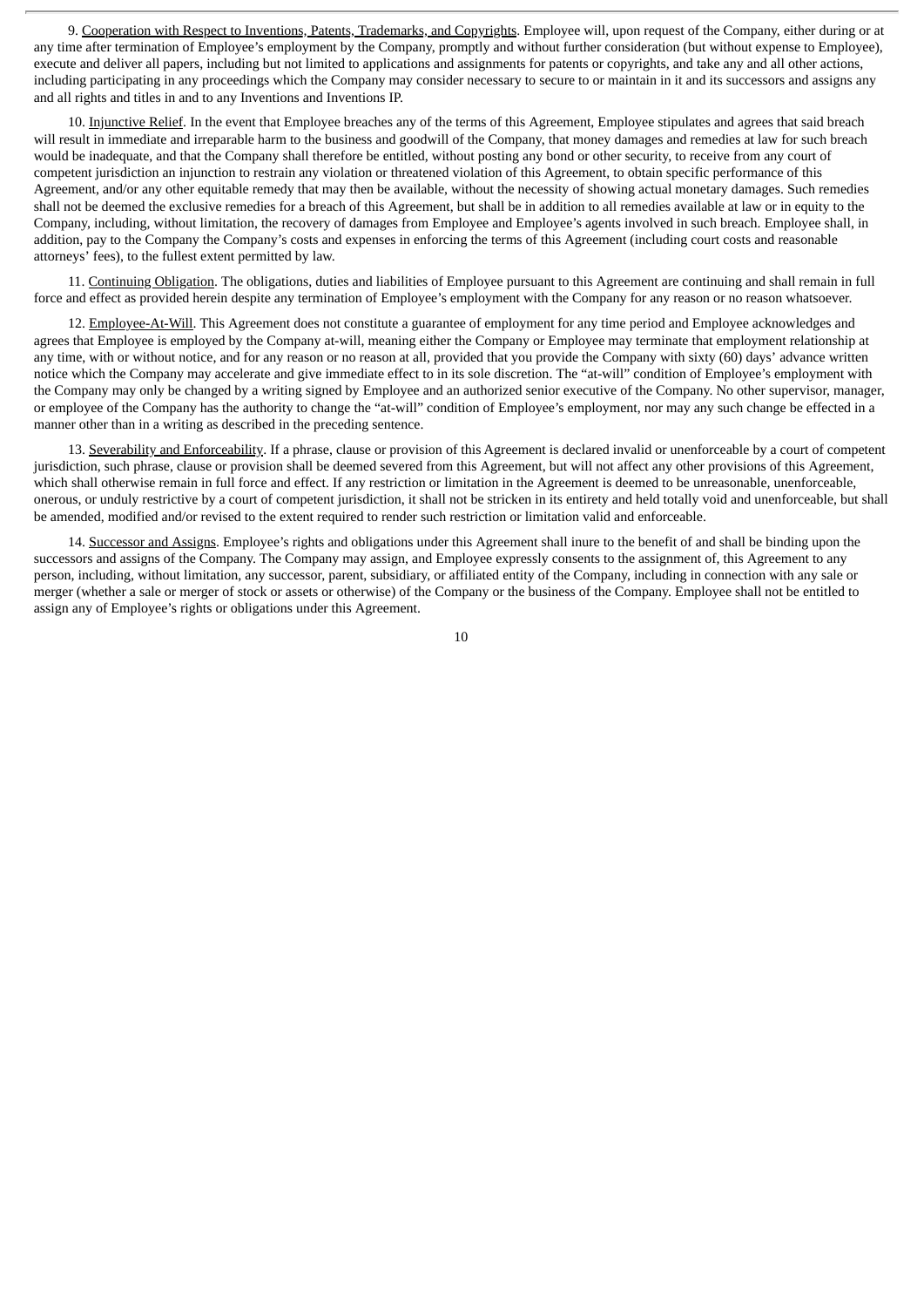9. Cooperation with Respect to Inventions, Patents, Trademarks, and Copyrights. Employee will, upon request of the Company, either during or at any time after termination of Employee's employment by the Company, promptly and without further consideration (but without expense to Employee), execute and deliver all papers, including but not limited to applications and assignments for patents or copyrights, and take any and all other actions, including participating in any proceedings which the Company may consider necessary to secure to or maintain in it and its successors and assigns any and all rights and titles in and to any Inventions and Inventions IP.

10. Injunctive Relief. In the event that Employee breaches any of the terms of this Agreement, Employee stipulates and agrees that said breach will result in immediate and irreparable harm to the business and goodwill of the Company, that money damages and remedies at law for such breach would be inadequate, and that the Company shall therefore be entitled, without posting any bond or other security, to receive from any court of competent jurisdiction an injunction to restrain any violation or threatened violation of this Agreement, to obtain specific performance of this Agreement, and/or any other equitable remedy that may then be available, without the necessity of showing actual monetary damages. Such remedies shall not be deemed the exclusive remedies for a breach of this Agreement, but shall be in addition to all remedies available at law or in equity to the Company, including, without limitation, the recovery of damages from Employee and Employee's agents involved in such breach. Employee shall, in addition, pay to the Company the Company's costs and expenses in enforcing the terms of this Agreement (including court costs and reasonable attorneys' fees), to the fullest extent permitted by law.

11. Continuing Obligation. The obligations, duties and liabilities of Employee pursuant to this Agreement are continuing and shall remain in full force and effect as provided herein despite any termination of Employee's employment with the Company for any reason or no reason whatsoever.

12. Employee-At-Will. This Agreement does not constitute a guarantee of employment for any time period and Employee acknowledges and agrees that Employee is employed by the Company at-will, meaning either the Company or Employee may terminate that employment relationship at any time, with or without notice, and for any reason or no reason at all, provided that you provide the Company with sixty (60) days' advance written notice which the Company may accelerate and give immediate effect to in its sole discretion. The "at-will" condition of Employee's employment with the Company may only be changed by a writing signed by Employee and an authorized senior executive of the Company. No other supervisor, manager, or employee of the Company has the authority to change the "at-will" condition of Employee's employment, nor may any such change be effected in a manner other than in a writing as described in the preceding sentence.

13. Severability and Enforceability. If a phrase, clause or provision of this Agreement is declared invalid or unenforceable by a court of competent jurisdiction, such phrase, clause or provision shall be deemed severed from this Agreement, but will not affect any other provisions of this Agreement, which shall otherwise remain in full force and effect. If any restriction or limitation in the Agreement is deemed to be unreasonable, unenforceable, onerous, or unduly restrictive by a court of competent jurisdiction, it shall not be stricken in its entirety and held totally void and unenforceable, but shall be amended, modified and/or revised to the extent required to render such restriction or limitation valid and enforceable.

14. Successor and Assigns. Employee's rights and obligations under this Agreement shall inure to the benefit of and shall be binding upon the successors and assigns of the Company. The Company may assign, and Employee expressly consents to the assignment of, this Agreement to any person, including, without limitation, any successor, parent, subsidiary, or affiliated entity of the Company, including in connection with any sale or merger (whether a sale or merger of stock or assets or otherwise) of the Company or the business of the Company. Employee shall not be entitled to assign any of Employee's rights or obligations under this Agreement.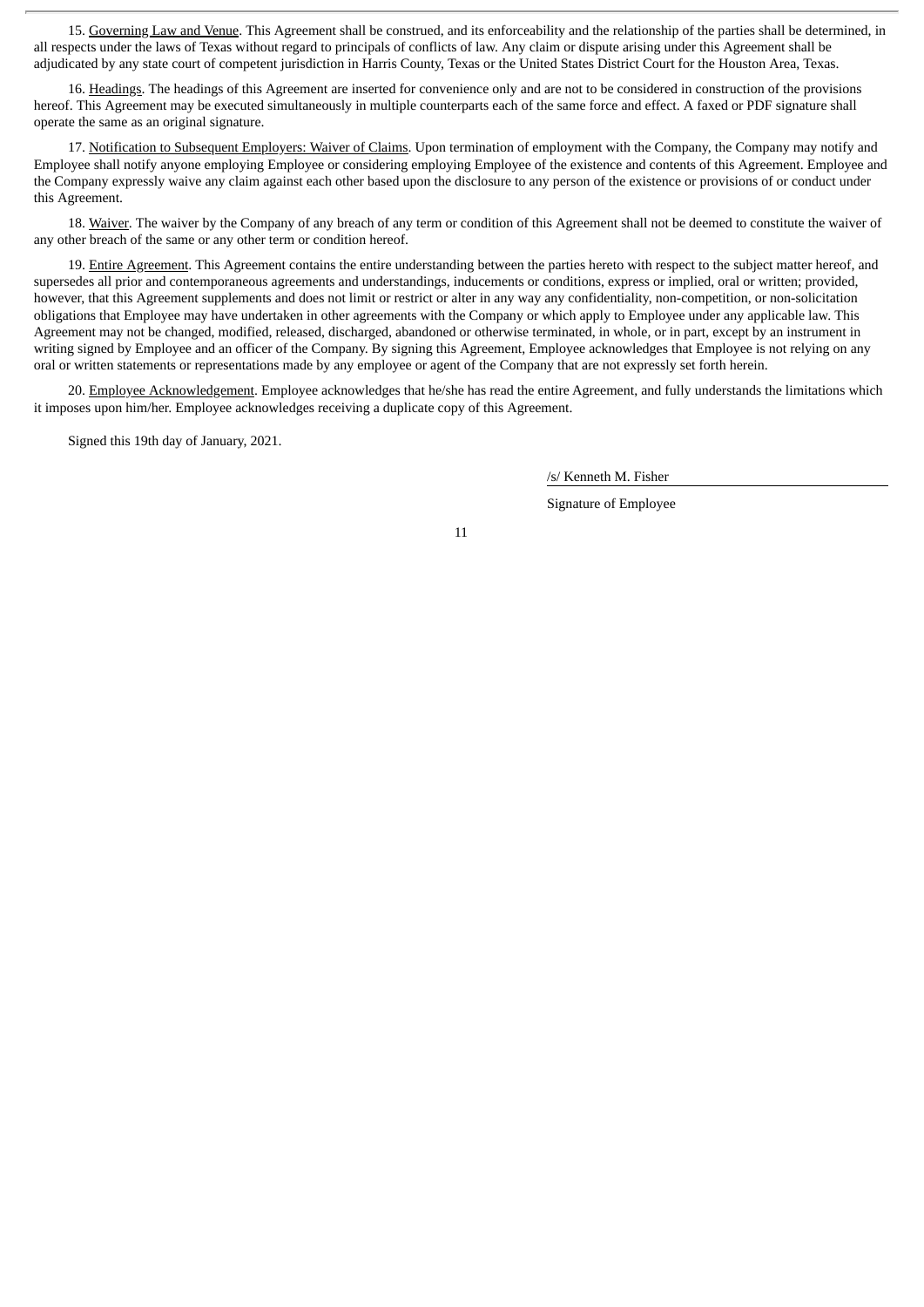15. Governing Law and Venue. This Agreement shall be construed, and its enforceability and the relationship of the parties shall be determined, in all respects under the laws of Texas without regard to principals of conflicts of law. Any claim or dispute arising under this Agreement shall be adjudicated by any state court of competent jurisdiction in Harris County, Texas or the United States District Court for the Houston Area, Texas.

16. Headings. The headings of this Agreement are inserted for convenience only and are not to be considered in construction of the provisions hereof. This Agreement may be executed simultaneously in multiple counterparts each of the same force and effect. A faxed or PDF signature shall operate the same as an original signature.

17. Notification to Subsequent Employers: Waiver of Claims. Upon termination of employment with the Company, the Company may notify and Employee shall notify anyone employing Employee or considering employing Employee of the existence and contents of this Agreement. Employee and the Company expressly waive any claim against each other based upon the disclosure to any person of the existence or provisions of or conduct under this Agreement.

18. Waiver. The waiver by the Company of any breach of any term or condition of this Agreement shall not be deemed to constitute the waiver of any other breach of the same or any other term or condition hereof.

19. Entire Agreement. This Agreement contains the entire understanding between the parties hereto with respect to the subject matter hereof, and supersedes all prior and contemporaneous agreements and understandings, inducements or conditions, express or implied, oral or written; provided, however, that this Agreement supplements and does not limit or restrict or alter in any way any confidentiality, non-competition, or non-solicitation obligations that Employee may have undertaken in other agreements with the Company or which apply to Employee under any applicable law. This Agreement may not be changed, modified, released, discharged, abandoned or otherwise terminated, in whole, or in part, except by an instrument in writing signed by Employee and an officer of the Company. By signing this Agreement, Employee acknowledges that Employee is not relying on any oral or written statements or representations made by any employee or agent of the Company that are not expressly set forth herein.

20. Employee Acknowledgement. Employee acknowledges that he/she has read the entire Agreement, and fully understands the limitations which it imposes upon him/her. Employee acknowledges receiving a duplicate copy of this Agreement.

Signed this 19th day of January, 2021.

/s/ Kenneth M. Fisher

Signature of Employee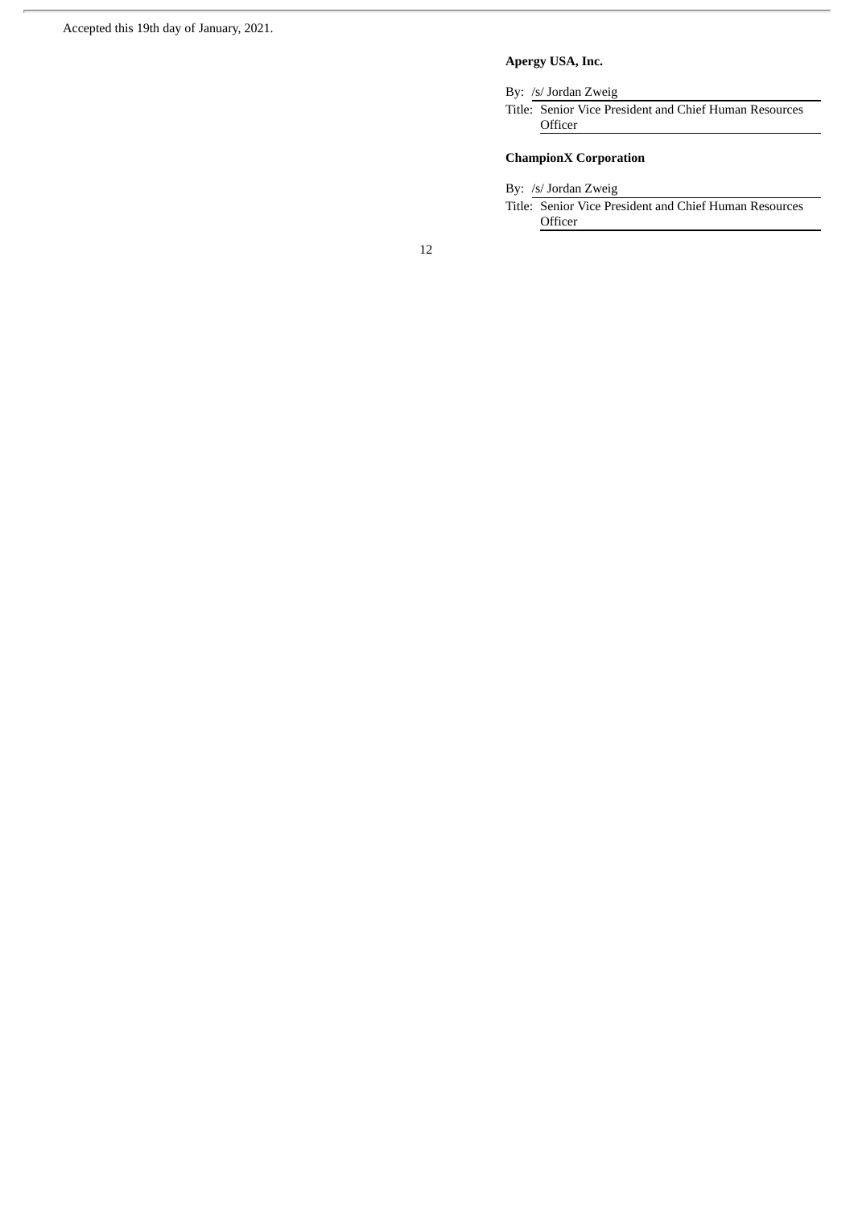Accepted this 19th day of January, 2021.

**Apergy USA, Inc.**

By: /s/ Jordan Zweig

Title: Senior Vice President and Chief Human Resources Officer

**ChampionX Corporation**

By: /s/ Jordan Zweig

Title: Senior Vice President and Chief Human Resources Officer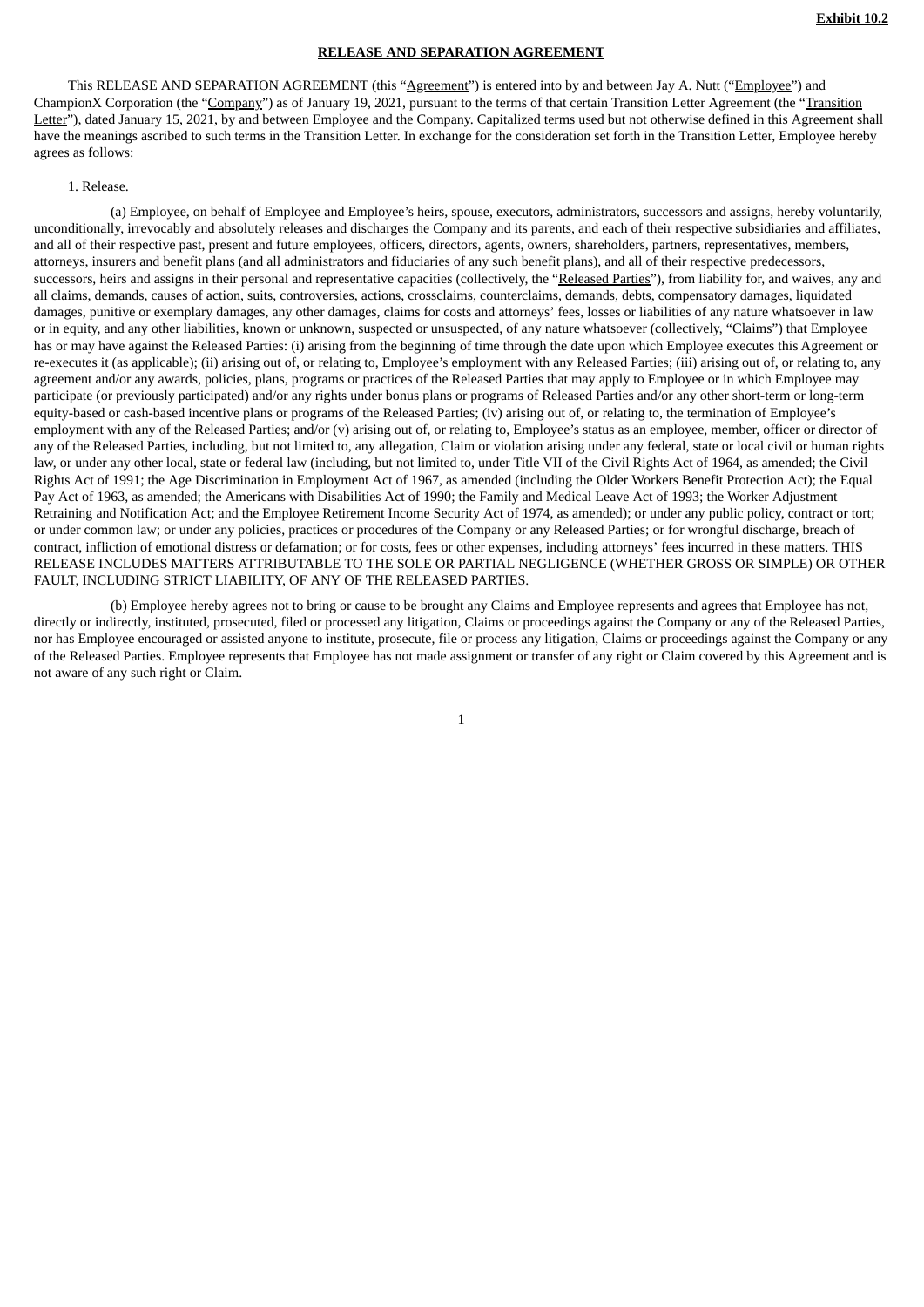**Exhibit 10.2**

**RELEASE AND SEPARATION AGREEMENT**

This RELEASE AND SEPARATION AGREEMENT (this "Agreement") is entered into by and between Jay A. Nutt ("Employee") and ChampionX Corporation (the "Company") as of January 19, 2021, pursuant to the terms of that certain Transition Letter Agreement (the "Transition Letter"), dated January 15, 2021, by and between Employee and the Company. Capitalized terms used but not otherwise defined in this Agreement shall have the meanings ascribed to such terms in the Transition Letter. In exchange for the consideration set forth in the Transition Letter, Employee hereby agrees as follows:

1. Release.

(a) Employee, on behalf of Employee and Employee's heirs, spouse, executors, administrators, successors and assigns, hereby voluntarily, unconditionally, irrevocably and absolutely releases and discharges the Company and its parents, and each of their respective subsidiaries and affiliates, and all of their respective past, present and future employees, officers, directors, agents, owners, shareholders, partners, representatives, members, attorneys, insurers and benefit plans (and all administrators and fiduciaries of any such benefit plans), and all of their respective predecessors, successors, heirs and assigns in their personal and representative capacities (collectively, the "Released Parties"), from liability for, and waives, any and all claims, demands, causes of action, suits, controversies, actions, crossclaims, counterclaims, demands, debts, compensatory damages, liquidated damages, punitive or exemplary damages, any other damages, claims for costs and attorneys' fees, losses or liabilities of any nature whatsoever in law or in equity, and any other liabilities, known or unknown, suspected or unsuspected, of any nature whatsoever (collectively, "Claims") that Employee has or may have against the Released Parties: (i) arising from the beginning of time through the date upon which Employee executes this Agreement or re-executes it (as applicable); (ii) arising out of, or relating to, Employee's employment with any Released Parties; (iii) arising out of, or relating to, any agreement and/or any awards, policies, plans, programs or practices of the Released Parties that may apply to Employee or in which Employee may participate (or previously participated) and/or any rights under bonus plans or programs of Released Parties and/or any other short-term or long-term equity-based or cash-based incentive plans or programs of the Released Parties; (iv) arising out of, or relating to, the termination of Employee's employment with any of the Released Parties; and/or (v) arising out of, or relating to, Employee's status as an employee, member, officer or director of any of the Released Parties, including, but not limited to, any allegation, Claim or violation arising under any federal, state or local civil or human rights law, or under any other local, state or federal law (including, but not limited to, under Title VII of the Civil Rights Act of 1964, as amended; the Civil Rights Act of 1991; the Age Discrimination in Employment Act of 1967, as amended (including the Older Workers Benefit Protection Act); the Equal Pay Act of 1963, as amended; the Americans with Disabilities Act of 1990; the Family and Medical Leave Act of 1993; the Worker Adjustment Retraining and Notification Act; and the Employee Retirement Income Security Act of 1974, as amended); or under any public policy, contract or tort; or under common law; or under any policies, practices or procedures of the Company or any Released Parties; or for wrongful discharge, breach of contract, infliction of emotional distress or defamation; or for costs, fees or other expenses, including attorneys' fees incurred in these matters. THIS RELEASE INCLUDES MATTERS ATTRIBUTABLE TO THE SOLE OR PARTIAL NEGLIGENCE (WHETHER GROSS OR SIMPLE) OR OTHER FAULT, INCLUDING STRICT LIABILITY, OF ANY OF THE RELEASED PARTIES.

(b) Employee hereby agrees not to bring or cause to be brought any Claims and Employee represents and agrees that Employee has not, directly or indirectly, instituted, prosecuted, filed or processed any litigation, Claims or proceedings against the Company or any of the Released Parties, nor has Employee encouraged or assisted anyone to institute, prosecute, file or process any litigation, Claims or proceedings against the Company or any of the Released Parties. Employee represents that Employee has not made assignment or transfer of any right or Claim covered by this Agreement and is not aware of any such right or Claim.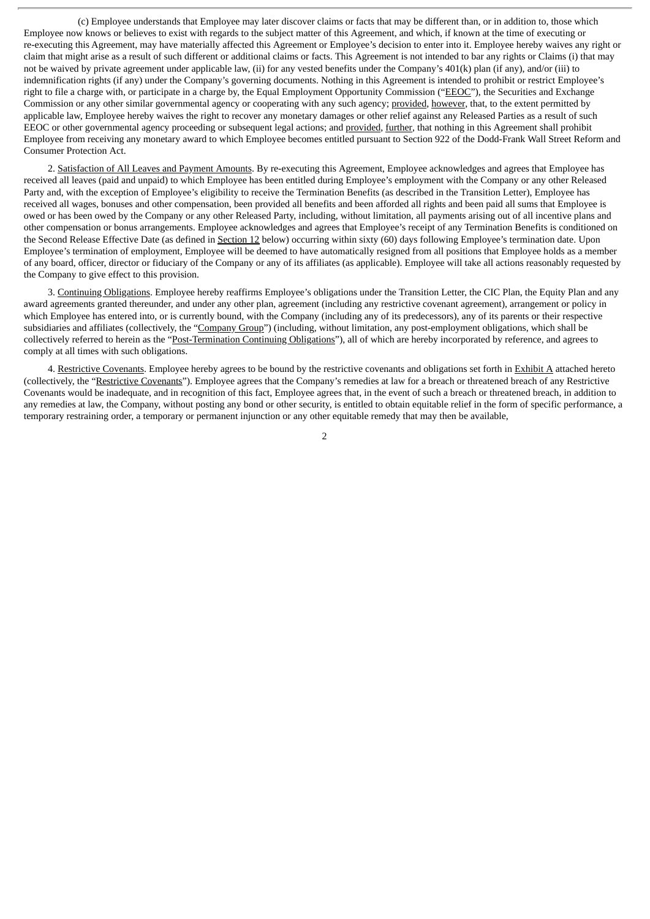(c) Employee understands that Employee may later discover claims or facts that may be different than, or in addition to, those which Employee now knows or believes to exist with regards to the subject matter of this Agreement, and which, if known at the time of executing or re-executing this Agreement, may have materially affected this Agreement or Employee's decision to enter into it. Employee hereby waives any right or claim that might arise as a result of such different or additional claims or facts. This Agreement is not intended to bar any rights or Claims (i) that may not be waived by private agreement under applicable law, (ii) for any vested benefits under the Company's 401(k) plan (if any), and/or (iii) to indemnification rights (if any) under the Company's governing documents. Nothing in this Agreement is intended to prohibit or restrict Employee's right to file a charge with, or participate in a charge by, the Equal Employment Opportunity Commission ("EEOC"), the Securities and Exchange Commission or any other similar governmental agency or cooperating with any such agency; provided, however, that, to the extent permitted by applicable law, Employee hereby waives the right to recover any monetary damages or other relief against any Released Parties as a result of such EEOC or other governmental agency proceeding or subsequent legal actions; and provided, further, that nothing in this Agreement shall prohibit Employee from receiving any monetary award to which Employee becomes entitled pursuant to Section 922 of the Dodd-Frank Wall Street Reform and Consumer Protection Act.

2. Satisfaction of All Leaves and Payment Amounts. By re-executing this Agreement, Employee acknowledges and agrees that Employee has received all leaves (paid and unpaid) to which Employee has been entitled during Employee's employment with the Company or any other Released Party and, with the exception of Employee's eligibility to receive the Termination Benefits (as described in the Transition Letter), Employee has received all wages, bonuses and other compensation, been provided all benefits and been afforded all rights and been paid all sums that Employee is owed or has been owed by the Company or any other Released Party, including, without limitation, all payments arising out of all incentive plans and other compensation or bonus arrangements. Employee acknowledges and agrees that Employee's receipt of any Termination Benefits is conditioned on the Second Release Effective Date (as defined in Section 12 below) occurring within sixty (60) days following Employee's termination date. Upon Employee's termination of employment, Employee will be deemed to have automatically resigned from all positions that Employee holds as a member of any board, officer, director or fiduciary of the Company or any of its affiliates (as applicable). Employee will take all actions reasonably requested by the Company to give effect to this provision.

3. Continuing Obligations. Employee hereby reaffirms Employee's obligations under the Transition Letter, the CIC Plan, the Equity Plan and any award agreements granted thereunder, and under any other plan, agreement (including any restrictive covenant agreement), arrangement or policy in which Employee has entered into, or is currently bound, with the Company (including any of its predecessors), any of its parents or their respective subsidiaries and affiliates (collectively, the "Company Group") (including, without limitation, any post-employment obligations, which shall be collectively referred to herein as the "Post-Termination Continuing Obligations"), all of which are hereby incorporated by reference, and agrees to comply at all times with such obligations.

4. Restrictive Covenants. Employee hereby agrees to be bound by the restrictive covenants and obligations set forth in Exhibit A attached hereto (collectively, the "Restrictive Covenants"). Employee agrees that the Company's remedies at law for a breach or threatened breach of any Restrictive Covenants would be inadequate, and in recognition of this fact, Employee agrees that, in the event of such a breach or threatened breach, in addition to any remedies at law, the Company, without posting any bond or other security, is entitled to obtain equitable relief in the form of specific performance, a temporary restraining order, a temporary or permanent injunction or any other equitable remedy that may then be available,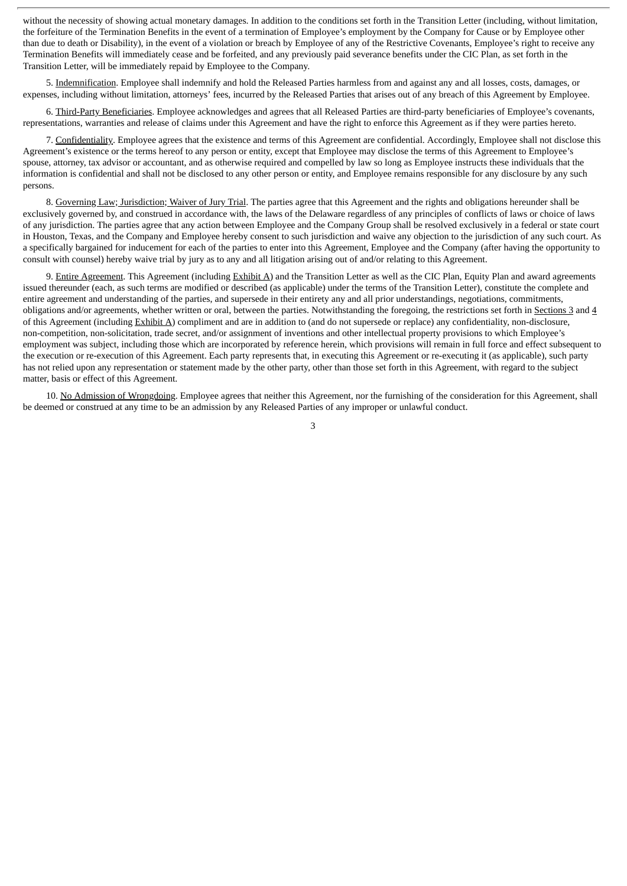without the necessity of showing actual monetary damages. In addition to the conditions set forth in the Transition Letter (including, without limitation, the forfeiture of the Termination Benefits in the event of a termination of Employee's employment by the Company for Cause or by Employee other than due to death or Disability), in the event of a violation or breach by Employee of any of the Restrictive Covenants, Employee's right to receive any Termination Benefits will immediately cease and be forfeited, and any previously paid severance benefits under the CIC Plan, as set forth in the Transition Letter, will be immediately repaid by Employee to the Company.

5. Indemnification. Employee shall indemnify and hold the Released Parties harmless from and against any and all losses, costs, damages, or expenses, including without limitation, attorneys' fees, incurred by the Released Parties that arises out of any breach of this Agreement by Employee.

6. Third-Party Beneficiaries. Employee acknowledges and agrees that all Released Parties are third-party beneficiaries of Employee's covenants, representations, warranties and release of claims under this Agreement and have the right to enforce this Agreement as if they were parties hereto.

7. Confidentiality. Employee agrees that the existence and terms of this Agreement are confidential. Accordingly, Employee shall not disclose this Agreement's existence or the terms hereof to any person or entity, except that Employee may disclose the terms of this Agreement to Employee's spouse, attorney, tax advisor or accountant, and as otherwise required and compelled by law so long as Employee instructs these individuals that the information is confidential and shall not be disclosed to any other person or entity, and Employee remains responsible for any disclosure by any such persons.

8. Governing Law; Jurisdiction; Waiver of Jury Trial. The parties agree that this Agreement and the rights and obligations hereunder shall be exclusively governed by, and construed in accordance with, the laws of the Delaware regardless of any principles of conflicts of laws or choice of laws of any jurisdiction. The parties agree that any action between Employee and the Company Group shall be resolved exclusively in a federal or state court in Houston, Texas, and the Company and Employee hereby consent to such jurisdiction and waive any objection to the jurisdiction of any such court. As a specifically bargained for inducement for each of the parties to enter into this Agreement, Employee and the Company (after having the opportunity to consult with counsel) hereby waive trial by jury as to any and all litigation arising out of and/or relating to this Agreement.

9. Entire Agreement. This Agreement (including Exhibit A) and the Transition Letter as well as the CIC Plan, Equity Plan and award agreements issued thereunder (each, as such terms are modified or described (as applicable) under the terms of the Transition Letter), constitute the complete and entire agreement and understanding of the parties, and supersede in their entirety any and all prior understandings, negotiations, commitments, obligations and/or agreements, whether written or oral, between the parties. Notwithstanding the foregoing, the restrictions set forth in Sections 3 and 4 of this Agreement (including Exhibit A) compliment and are in addition to (and do not supersede or replace) any confidentiality, non-disclosure, non-competition, non-solicitation, trade secret, and/or assignment of inventions and other intellectual property provisions to which Employee's employment was subject, including those which are incorporated by reference herein, which provisions will remain in full force and effect subsequent to the execution or re-execution of this Agreement. Each party represents that, in executing this Agreement or re-executing it (as applicable), such party has not relied upon any representation or statement made by the other party, other than those set forth in this Agreement, with regard to the subject matter, basis or effect of this Agreement.

10. No Admission of Wrongdoing. Employee agrees that neither this Agreement, nor the furnishing of the consideration for this Agreement, shall be deemed or construed at any time to be an admission by any Released Parties of any improper or unlawful conduct.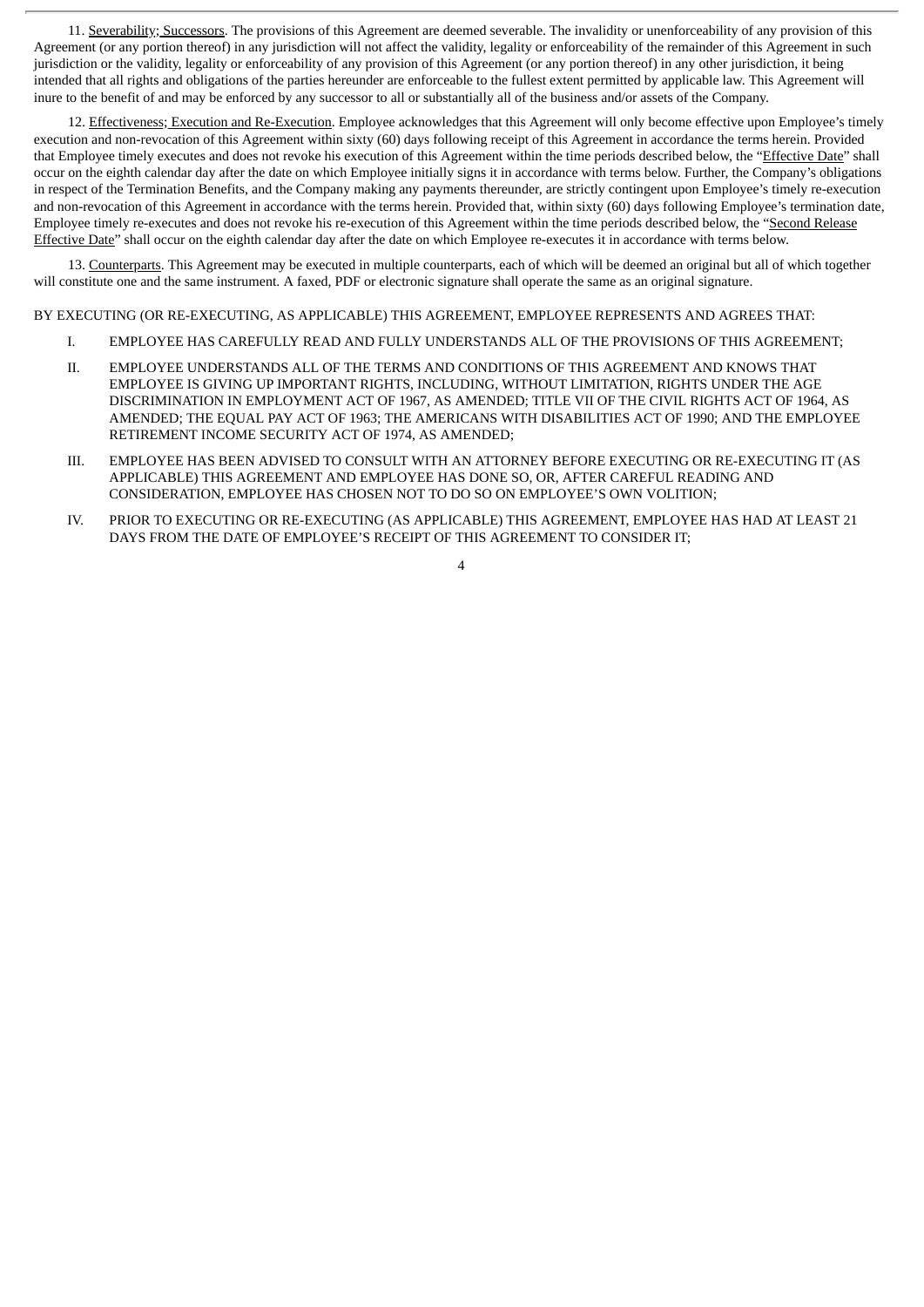11. Severability; Successors. The provisions of this Agreement are deemed severable. The invalidity or unenforceability of any provision of this Agreement (or any portion thereof) in any jurisdiction will not affect the validity, legality or enforceability of the remainder of this Agreement in such jurisdiction or the validity, legality or enforceability of any provision of this Agreement (or any portion thereof) in any other jurisdiction, it being intended that all rights and obligations of the parties hereunder are enforceable to the fullest extent permitted by applicable law. This Agreement will inure to the benefit of and may be enforced by any successor to all or substantially all of the business and/or assets of the Company.

12. Effectiveness; Execution and Re-Execution. Employee acknowledges that this Agreement will only become effective upon Employee's timely execution and non-revocation of this Agreement within sixty (60) days following receipt of this Agreement in accordance the terms herein. Provided that Employee timely executes and does not revoke his execution of this Agreement within the time periods described below, the "Effective Date" shall occur on the eighth calendar day after the date on which Employee initially signs it in accordance with terms below. Further, the Company's obligations in respect of the Termination Benefits, and the Company making any payments thereunder, are strictly contingent upon Employee's timely re-execution and non-revocation of this Agreement in accordance with the terms herein. Provided that, within sixty (60) days following Employee's termination date, Employee timely re-executes and does not revoke his re-execution of this Agreement within the time periods described below, the "Second Release Effective Date" shall occur on the eighth calendar day after the date on which Employee re-executes it in accordance with terms below.

13. Counterparts. This Agreement may be executed in multiple counterparts, each of which will be deemed an original but all of which together will constitute one and the same instrument. A faxed, PDF or electronic signature shall operate the same as an original signature.

BY EXECUTING (OR RE-EXECUTING, AS APPLICABLE) THIS AGREEMENT, EMPLOYEE REPRESENTS AND AGREES THAT:

I. EMPLOYEE HAS CAREFULLY READ AND FULLY UNDERSTANDS ALL OF THE PROVISIONS OF THIS AGREEMENT;

II. EMPLOYEE UNDERSTANDS ALL OF THE TERMS AND CONDITIONS OF THIS AGREEMENT AND KNOWS THAT EMPLOYEE IS GIVING UP IMPORTANT RIGHTS, INCLUDING, WITHOUT LIMITATION, RIGHTS UNDER THE AGE DISCRIMINATION IN EMPLOYMENT ACT OF 1967, AS AMENDED; TITLE VII OF THE CIVIL RIGHTS ACT OF 1964, AS AMENDED; THE EQUAL PAY ACT OF 1963; THE AMERICANS WITH DISABILITIES ACT OF 1990; AND THE EMPLOYEE RETIREMENT INCOME SECURITY ACT OF 1974, AS AMENDED;

III. EMPLOYEE HAS BEEN ADVISED TO CONSULT WITH AN ATTORNEY BEFORE EXECUTING OR RE-EXECUTING IT (AS APPLICABLE) THIS AGREEMENT AND EMPLOYEE HAS DONE SO, OR, AFTER CAREFUL READING AND CONSIDERATION, EMPLOYEE HAS CHOSEN NOT TO DO SO ON EMPLOYEE'S OWN VOLITION;

IV. PRIOR TO EXECUTING OR RE-EXECUTING (AS APPLICABLE) THIS AGREEMENT, EMPLOYEE HAS HAD AT LEAST 21 DAYS FROM THE DATE OF EMPLOYEE'S RECEIPT OF THIS AGREEMENT TO CONSIDER IT;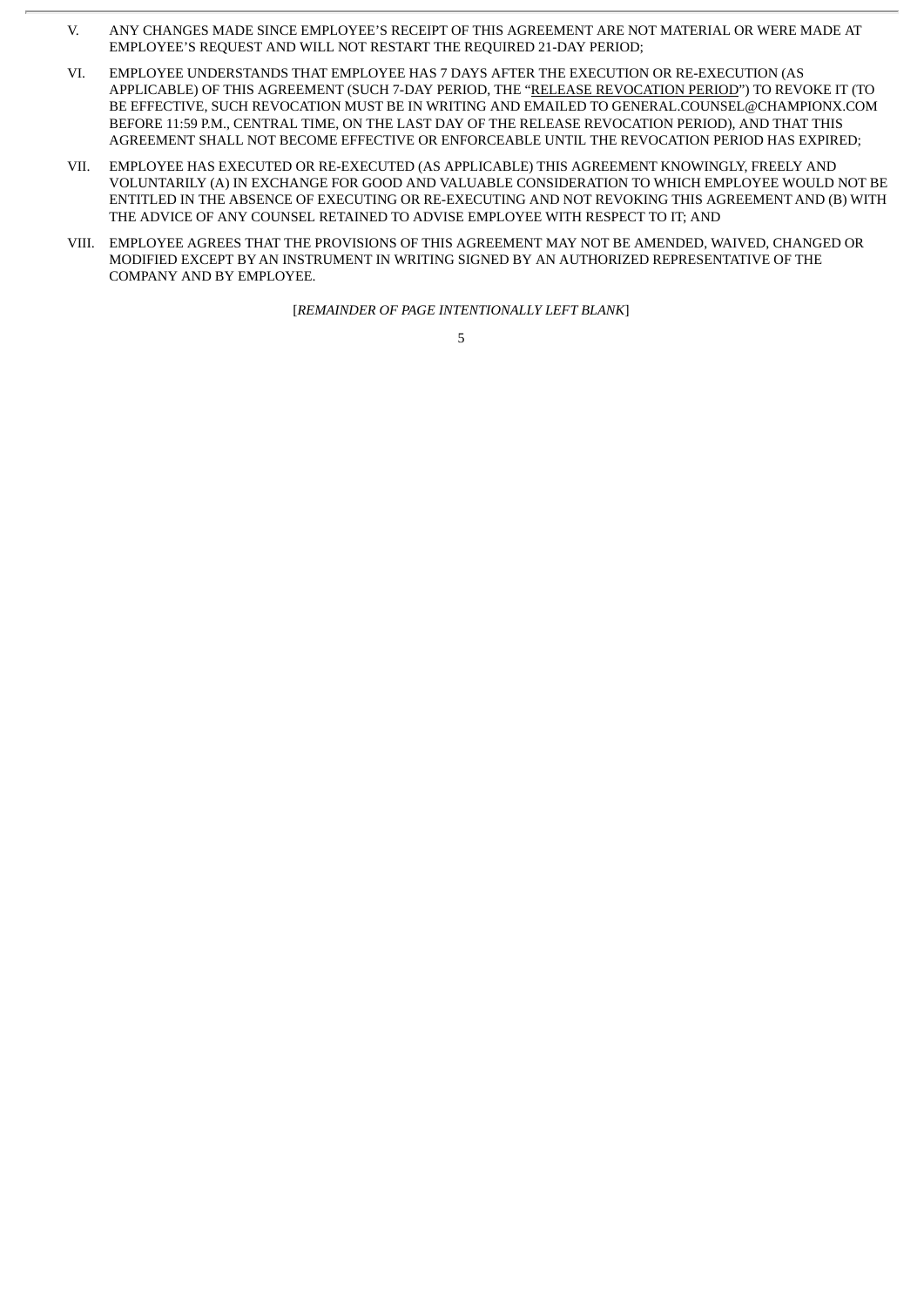V. ANY CHANGES MADE SINCE EMPLOYEE'S RECEIPT OF THIS AGREEMENT ARE NOT MATERIAL OR WERE MADE AT EMPLOYEE'S REQUEST AND WILL NOT RESTART THE REQUIRED 21-DAY PERIOD;

VI. EMPLOYEE UNDERSTANDS THAT EMPLOYEE HAS 7 DAYS AFTER THE EXECUTION OR RE-EXECUTION (AS APPLICABLE) OF THIS AGREEMENT (SUCH 7-DAY PERIOD, THE "<u>RELEASE REVOCATION PERIOD</u>") TO REVOKE IT (TO BE EFFECTIVE, SUCH REVOCATION MUST BE IN WRITING AND EMAILED TO GENERAL.COUNSEL@CHAMPIONX.COM BEFORE 11:59 P.M., CENTRAL TIME, ON THE LAST DAY OF THE RELEASE REVOCATION PERIOD), AND THAT THIS AGREEMENT SHALL NOT BECOME EFFECTIVE OR ENFORCEABLE UNTIL THE REVOCATION PERIOD HAS EXPIRED;

VII. EMPLOYEE HAS EXECUTED OR RE-EXECUTED (AS APPLICABLE) THIS AGREEMENT KNOWINGLY, FREELY AND VOLUNTARILY (A) IN EXCHANGE FOR GOOD AND VALUABLE CONSIDERATION TO WHICH EMPLOYEE WOULD NOT BE ENTITLED IN THE ABSENCE OF EXECUTING OR RE-EXECUTING AND NOT REVOKING THIS AGREEMENT AND (B) WITH THE ADVICE OF ANY COUNSEL RETAINED TO ADVISE EMPLOYEE WITH RESPECT TO IT; AND

VIII. EMPLOYEE AGREES THAT THE PROVISIONS OF THIS AGREEMENT MAY NOT BE AMENDED, WAIVED, CHANGED OR MODIFIED EXCEPT BY AN INSTRUMENT IN WRITING SIGNED BY AN AUTHORIZED REPRESENTATIVE OF THE COMPANY AND BY EMPLOYEE.

[*REMAINDER OF PAGE INTENTIONALLY LEFT BLANK*]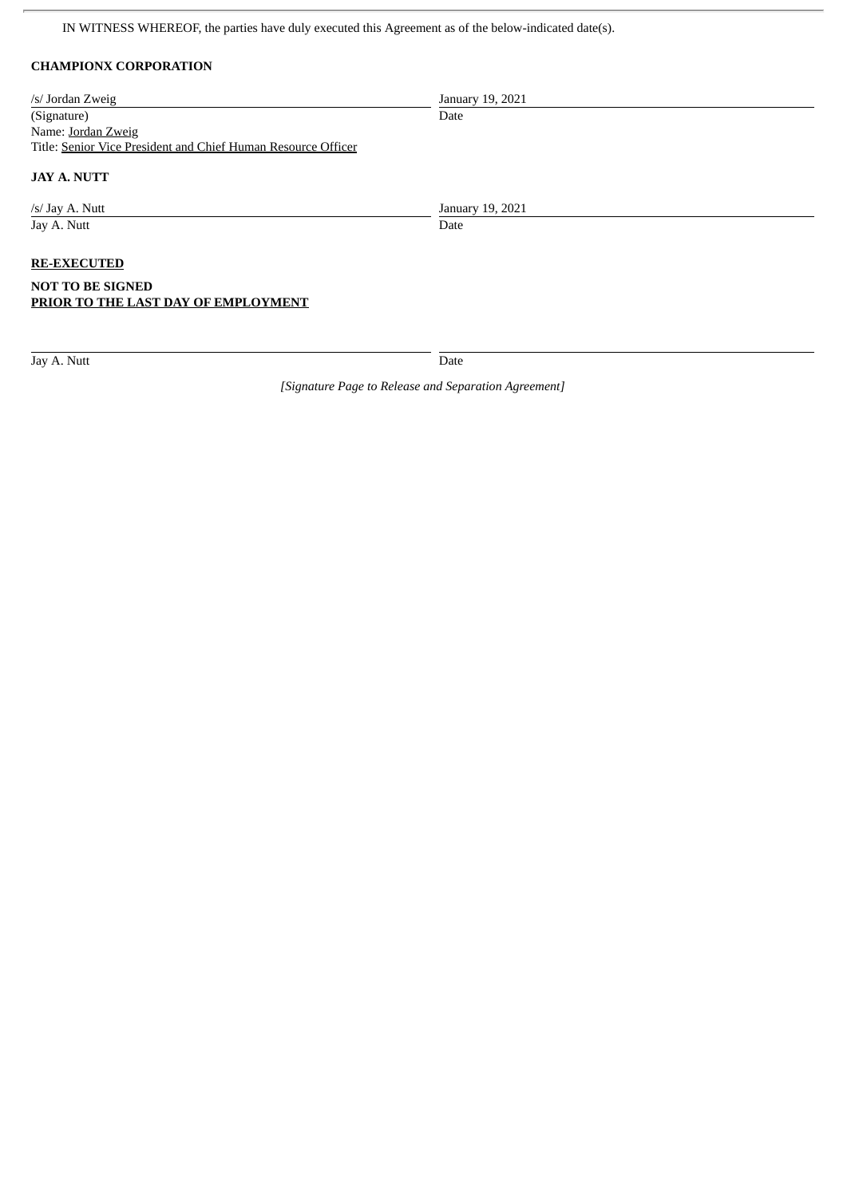IN WITNESS WHEREOF, the parties have duly executed this Agreement as of the below-indicated date(s).

**CHAMPIONX CORPORATION**

| /s/ Jordan Zweig | January 19, 2021 |
|---|---|
| (Signature) | Date |

Name: Jordan Zweig
Title: Senior Vice President and Chief Human Resource Officer

**JAY A. NUTT**

| /s/ Jay A. Nutt | January 19, 2021 |
|---|---|
| Jay A. Nutt | Date |

**RE-EXECUTED**

**NOT TO BE SIGNED**
**PRIOR TO THE LAST DAY OF EMPLOYMENT**

| | |
|---|---|
| Jay A. Nutt | Date |

*[Signature Page to Release and Separation Agreement]*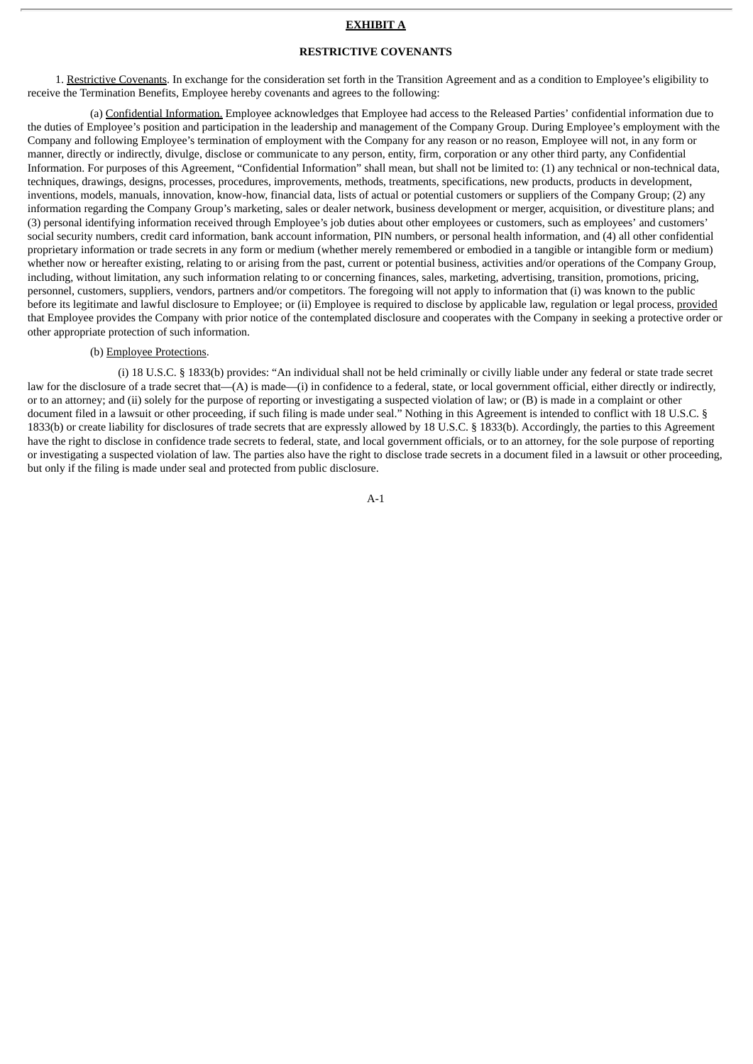**EXHIBIT A**

**RESTRICTIVE COVENANTS**

1. Restrictive Covenants. In exchange for the consideration set forth in the Transition Agreement and as a condition to Employee's eligibility to receive the Termination Benefits, Employee hereby covenants and agrees to the following:

(a) Confidential Information. Employee acknowledges that Employee had access to the Released Parties' confidential information due to the duties of Employee's position and participation in the leadership and management of the Company Group. During Employee's employment with the Company and following Employee's termination of employment with the Company for any reason or no reason, Employee will not, in any form or manner, directly or indirectly, divulge, disclose or communicate to any person, entity, firm, corporation or any other third party, any Confidential Information. For purposes of this Agreement, "Confidential Information" shall mean, but shall not be limited to: (1) any technical or non-technical data, techniques, drawings, designs, processes, procedures, improvements, methods, treatments, specifications, new products, products in development, inventions, models, manuals, innovation, know-how, financial data, lists of actual or potential customers or suppliers of the Company Group; (2) any information regarding the Company Group's marketing, sales or dealer network, business development or merger, acquisition, or divestiture plans; and (3) personal identifying information received through Employee's job duties about other employees or customers, such as employees' and customers' social security numbers, credit card information, bank account information, PIN numbers, or personal health information, and (4) all other confidential proprietary information or trade secrets in any form or medium (whether merely remembered or embodied in a tangible or intangible form or medium) whether now or hereafter existing, relating to or arising from the past, current or potential business, activities and/or operations of the Company Group, including, without limitation, any such information relating to or concerning finances, sales, marketing, advertising, transition, promotions, pricing, personnel, customers, suppliers, vendors, partners and/or competitors. The foregoing will not apply to information that (i) was known to the public before its legitimate and lawful disclosure to Employee; or (ii) Employee is required to disclose by applicable law, regulation or legal process, provided that Employee provides the Company with prior notice of the contemplated disclosure and cooperates with the Company in seeking a protective order or other appropriate protection of such information.

(b) Employee Protections.

(i) 18 U.S.C. § 1833(b) provides: "An individual shall not be held criminally or civilly liable under any federal or state trade secret law for the disclosure of a trade secret that—(A) is made—(i) in confidence to a federal, state, or local government official, either directly or indirectly, or to an attorney; and (ii) solely for the purpose of reporting or investigating a suspected violation of law; or (B) is made in a complaint or other document filed in a lawsuit or other proceeding, if such filing is made under seal." Nothing in this Agreement is intended to conflict with 18 U.S.C. § 1833(b) or create liability for disclosures of trade secrets that are expressly allowed by 18 U.S.C. § 1833(b). Accordingly, the parties to this Agreement have the right to disclose in confidence trade secrets to federal, state, and local government officials, or to an attorney, for the sole purpose of reporting or investigating a suspected violation of law. The parties also have the right to disclose trade secrets in a document filed in a lawsuit or other proceeding, but only if the filing is made under seal and protected from public disclosure.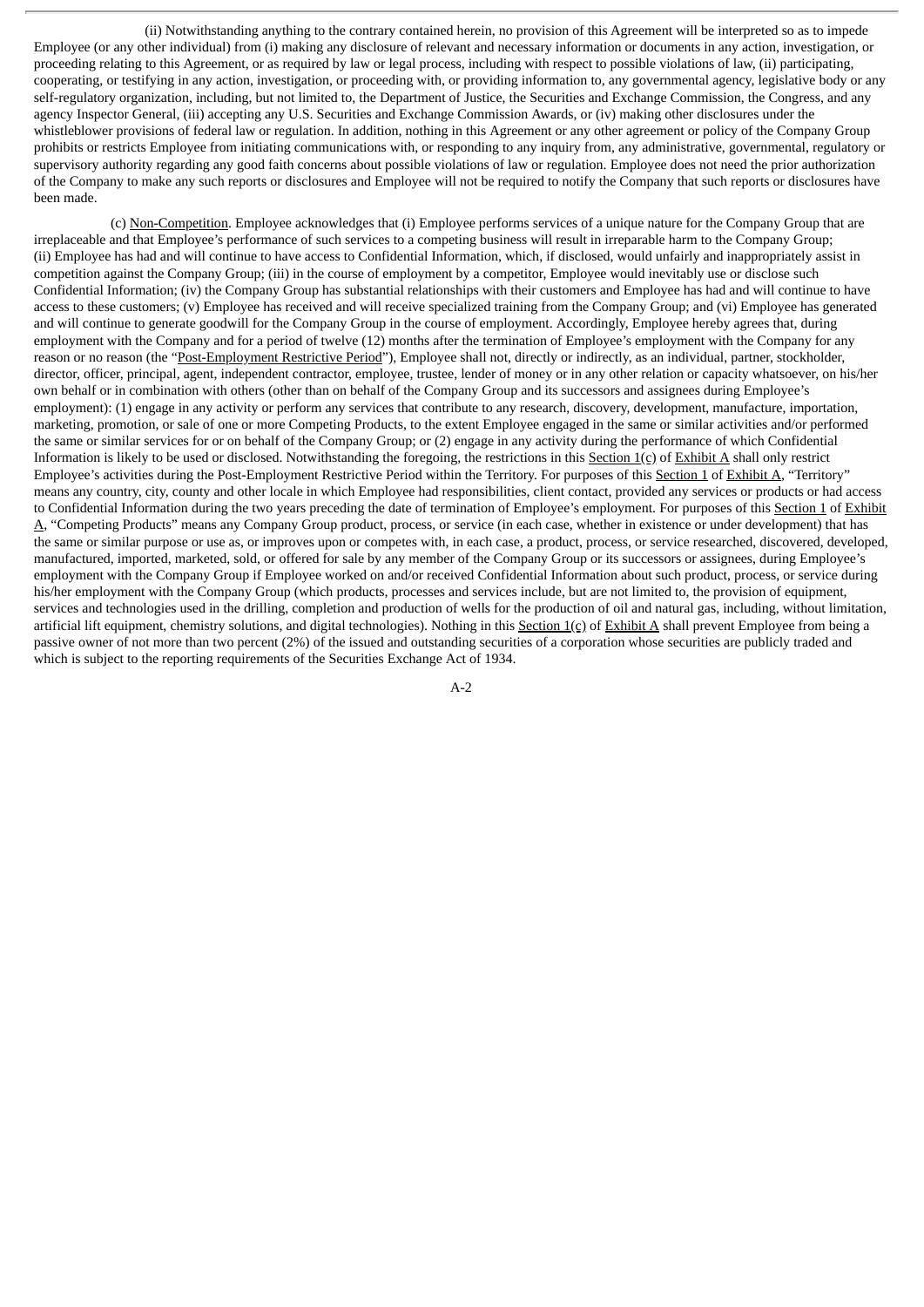(ii) Notwithstanding anything to the contrary contained herein, no provision of this Agreement will be interpreted so as to impede Employee (or any other individual) from (i) making any disclosure of relevant and necessary information or documents in any action, investigation, or proceeding relating to this Agreement, or as required by law or legal process, including with respect to possible violations of law, (ii) participating, cooperating, or testifying in any action, investigation, or proceeding with, or providing information to, any governmental agency, legislative body or any self-regulatory organization, including, but not limited to, the Department of Justice, the Securities and Exchange Commission, the Congress, and any agency Inspector General, (iii) accepting any U.S. Securities and Exchange Commission Awards, or (iv) making other disclosures under the whistleblower provisions of federal law or regulation. In addition, nothing in this Agreement or any other agreement or policy of the Company Group prohibits or restricts Employee from initiating communications with, or responding to any inquiry from, any administrative, governmental, regulatory or supervisory authority regarding any good faith concerns about possible violations of law or regulation. Employee does not need the prior authorization of the Company to make any such reports or disclosures and Employee will not be required to notify the Company that such reports or disclosures have been made.

(c) Non-Competition. Employee acknowledges that (i) Employee performs services of a unique nature for the Company Group that are irreplaceable and that Employee's performance of such services to a competing business will result in irreparable harm to the Company Group; (ii) Employee has had and will continue to have access to Confidential Information, which, if disclosed, would unfairly and inappropriately assist in competition against the Company Group; (iii) in the course of employment by a competitor, Employee would inevitably use or disclose such Confidential Information; (iv) the Company Group has substantial relationships with their customers and Employee has had and will continue to have access to these customers; (v) Employee has received and will receive specialized training from the Company Group; and (vi) Employee has generated and will continue to generate goodwill for the Company Group in the course of employment. Accordingly, Employee hereby agrees that, during employment with the Company and for a period of twelve (12) months after the termination of Employee's employment with the Company for any reason or no reason (the "Post-Employment Restrictive Period"), Employee shall not, directly or indirectly, as an individual, partner, stockholder, director, officer, principal, agent, independent contractor, employee, trustee, lender of money or in any other relation or capacity whatsoever, on his/her own behalf or in combination with others (other than on behalf of the Company Group and its successors and assignees during Employee's employment): (1) engage in any activity or perform any services that contribute to any research, discovery, development, manufacture, importation, marketing, promotion, or sale of one or more Competing Products, to the extent Employee engaged in the same or similar activities and/or performed the same or similar services for or on behalf of the Company Group; or (2) engage in any activity during the performance of which Confidential Information is likely to be used or disclosed. Notwithstanding the foregoing, the restrictions in this Section 1(c) of Exhibit A shall only restrict Employee's activities during the Post-Employment Restrictive Period within the Territory. For purposes of this Section 1 of Exhibit A, "Territory" means any country, city, county and other locale in which Employee had responsibilities, client contact, provided any services or products or had access to Confidential Information during the two years preceding the date of termination of Employee's employment. For purposes of this Section 1 of Exhibit A, "Competing Products" means any Company Group product, process, or service (in each case, whether in existence or under development) that has the same or similar purpose or use as, or improves upon or competes with, in each case, a product, process, or service researched, discovered, developed, manufactured, imported, marketed, sold, or offered for sale by any member of the Company Group or its successors or assignees, during Employee's employment with the Company Group if Employee worked on and/or received Confidential Information about such product, process, or service during his/her employment with the Company Group (which products, processes and services include, but are not limited to, the provision of equipment, services and technologies used in the drilling, completion and production of wells for the production of oil and natural gas, including, without limitation, artificial lift equipment, chemistry solutions, and digital technologies). Nothing in this Section 1(c) of Exhibit A shall prevent Employee from being a passive owner of not more than two percent (2%) of the issued and outstanding securities of a corporation whose securities are publicly traded and which is subject to the reporting requirements of the Securities Exchange Act of 1934.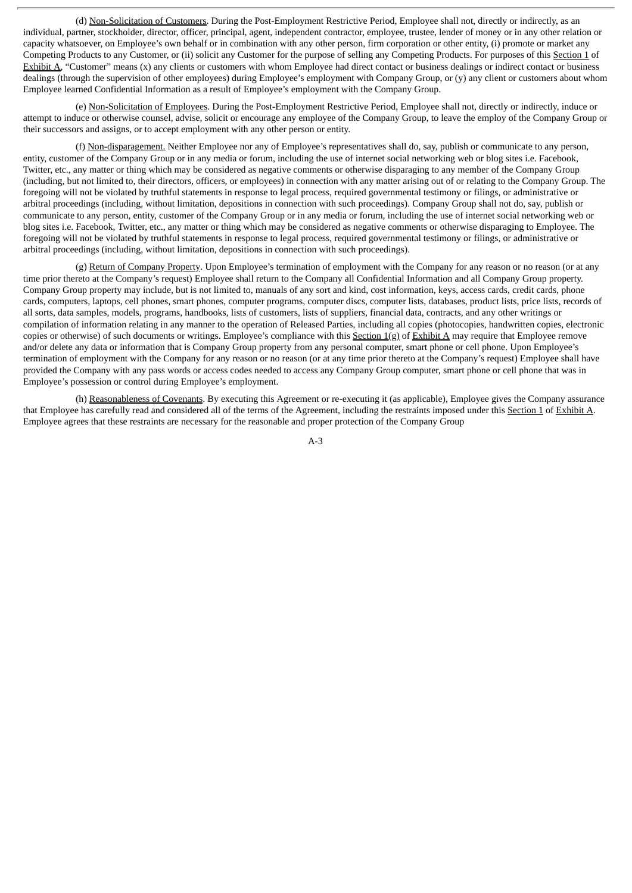(d) Non-Solicitation of Customers. During the Post-Employment Restrictive Period, Employee shall not, directly or indirectly, as an individual, partner, stockholder, director, officer, principal, agent, independent contractor, employee, trustee, lender of money or in any other relation or capacity whatsoever, on Employee's own behalf or in combination with any other person, firm corporation or other entity, (i) promote or market any Competing Products to any Customer, or (ii) solicit any Customer for the purpose of selling any Competing Products. For purposes of this Section 1 of Exhibit A, "Customer" means (x) any clients or customers with whom Employee had direct contact or business dealings or indirect contact or business dealings (through the supervision of other employees) during Employee's employment with Company Group, or (y) any client or customers about whom Employee learned Confidential Information as a result of Employee's employment with the Company Group.

(e) Non-Solicitation of Employees. During the Post-Employment Restrictive Period, Employee shall not, directly or indirectly, induce or attempt to induce or otherwise counsel, advise, solicit or encourage any employee of the Company Group, to leave the employ of the Company Group or their successors and assigns, or to accept employment with any other person or entity.

(f) Non-disparagement. Neither Employee nor any of Employee's representatives shall do, say, publish or communicate to any person, entity, customer of the Company Group or in any media or forum, including the use of internet social networking web or blog sites i.e. Facebook, Twitter, etc., any matter or thing which may be considered as negative comments or otherwise disparaging to any member of the Company Group (including, but not limited to, their directors, officers, or employees) in connection with any matter arising out of or relating to the Company Group. The foregoing will not be violated by truthful statements in response to legal process, required governmental testimony or filings, or administrative or arbitral proceedings (including, without limitation, depositions in connection with such proceedings). Company Group shall not do, say, publish or communicate to any person, entity, customer of the Company Group or in any media or forum, including the use of internet social networking web or blog sites i.e. Facebook, Twitter, etc., any matter or thing which may be considered as negative comments or otherwise disparaging to Employee. The foregoing will not be violated by truthful statements in response to legal process, required governmental testimony or filings, or administrative or arbitral proceedings (including, without limitation, depositions in connection with such proceedings).

(g) Return of Company Property. Upon Employee's termination of employment with the Company for any reason or no reason (or at any time prior thereto at the Company's request) Employee shall return to the Company all Confidential Information and all Company Group property. Company Group property may include, but is not limited to, manuals of any sort and kind, cost information, keys, access cards, credit cards, phone cards, computers, laptops, cell phones, smart phones, computer programs, computer discs, computer lists, databases, product lists, price lists, records of all sorts, data samples, models, programs, handbooks, lists of customers, lists of suppliers, financial data, contracts, and any other writings or compilation of information relating in any manner to the operation of Released Parties, including all copies (photocopies, handwritten copies, electronic copies or otherwise) of such documents or writings. Employee's compliance with this Section 1(g) of Exhibit A may require that Employee remove and/or delete any data or information that is Company Group property from any personal computer, smart phone or cell phone. Upon Employee's termination of employment with the Company for any reason or no reason (or at any time prior thereto at the Company's request) Employee shall have provided the Company with any pass words or access codes needed to access any Company Group computer, smart phone or cell phone that was in Employee's possession or control during Employee's employment.

(h) Reasonableness of Covenants. By executing this Agreement or re-executing it (as applicable), Employee gives the Company assurance that Employee has carefully read and considered all of the terms of the Agreement, including the restraints imposed under this Section 1 of Exhibit A. Employee agrees that these restraints are necessary for the reasonable and proper protection of the Company Group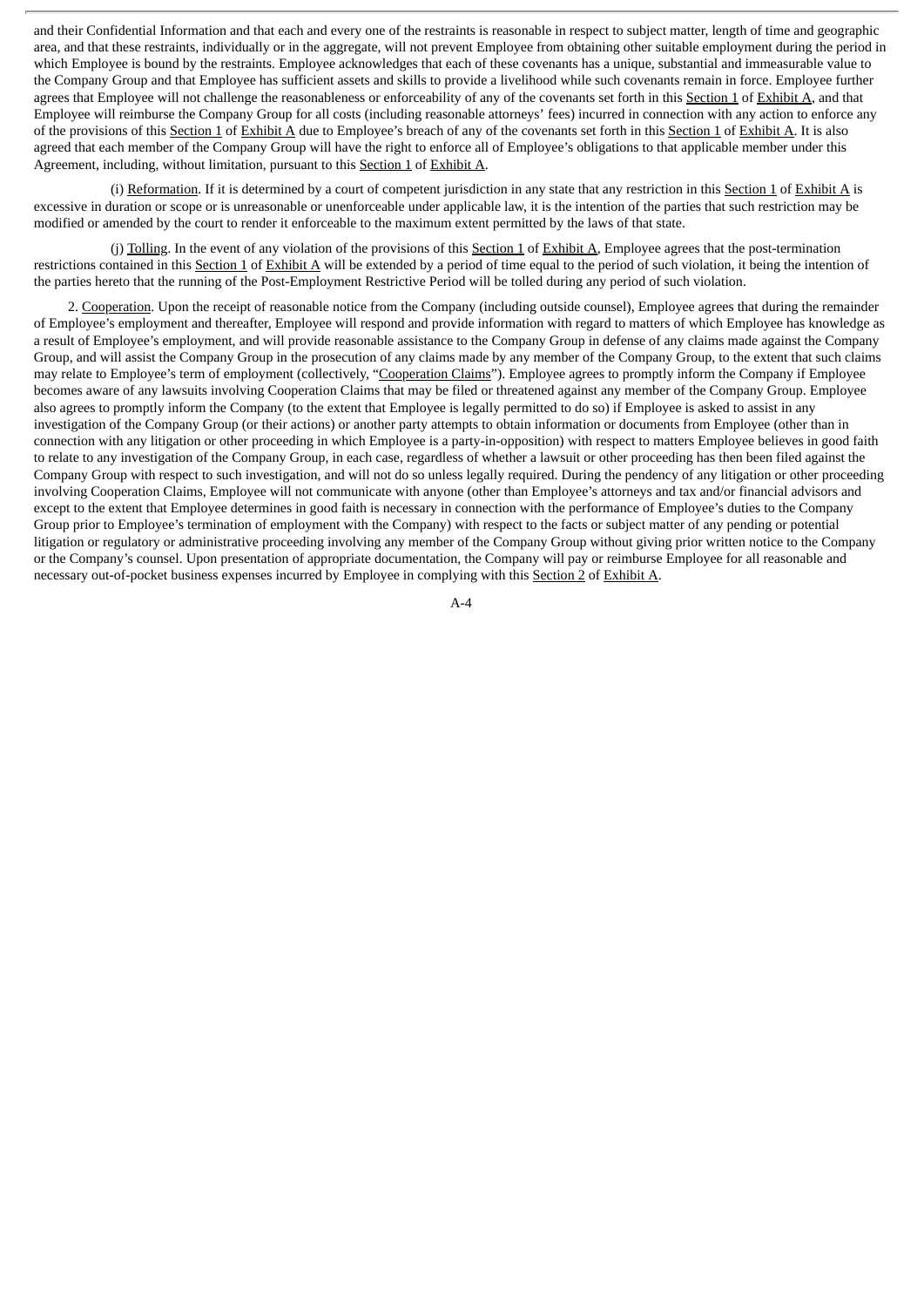and their Confidential Information and that each and every one of the restraints is reasonable in respect to subject matter, length of time and geographic area, and that these restraints, individually or in the aggregate, will not prevent Employee from obtaining other suitable employment during the period in which Employee is bound by the restraints. Employee acknowledges that each of these covenants has a unique, substantial and immeasurable value to the Company Group and that Employee has sufficient assets and skills to provide a livelihood while such covenants remain in force. Employee further agrees that Employee will not challenge the reasonableness or enforceability of any of the covenants set forth in this Section 1 of Exhibit A, and that Employee will reimburse the Company Group for all costs (including reasonable attorneys' fees) incurred in connection with any action to enforce any of the provisions of this Section 1 of Exhibit A due to Employee's breach of any of the covenants set forth in this Section 1 of Exhibit A. It is also agreed that each member of the Company Group will have the right to enforce all of Employee's obligations to that applicable member under this Agreement, including, without limitation, pursuant to this Section 1 of Exhibit A.

(i) Reformation. If it is determined by a court of competent jurisdiction in any state that any restriction in this Section 1 of Exhibit A is excessive in duration or scope or is unreasonable or unenforceable under applicable law, it is the intention of the parties that such restriction may be modified or amended by the court to render it enforceable to the maximum extent permitted by the laws of that state.

(j) Tolling. In the event of any violation of the provisions of this Section 1 of Exhibit A, Employee agrees that the post-termination restrictions contained in this Section 1 of Exhibit A will be extended by a period of time equal to the period of such violation, it being the intention of the parties hereto that the running of the Post-Employment Restrictive Period will be tolled during any period of such violation.

2. Cooperation. Upon the receipt of reasonable notice from the Company (including outside counsel), Employee agrees that during the remainder of Employee's employment and thereafter, Employee will respond and provide information with regard to matters of which Employee has knowledge as a result of Employee's employment, and will provide reasonable assistance to the Company Group in defense of any claims made against the Company Group, and will assist the Company Group in the prosecution of any claims made by any member of the Company Group, to the extent that such claims may relate to Employee's term of employment (collectively, "Cooperation Claims"). Employee agrees to promptly inform the Company if Employee becomes aware of any lawsuits involving Cooperation Claims that may be filed or threatened against any member of the Company Group. Employee also agrees to promptly inform the Company (to the extent that Employee is legally permitted to do so) if Employee is asked to assist in any investigation of the Company Group (or their actions) or another party attempts to obtain information or documents from Employee (other than in connection with any litigation or other proceeding in which Employee is a party-in-opposition) with respect to matters Employee believes in good faith to relate to any investigation of the Company Group, in each case, regardless of whether a lawsuit or other proceeding has then been filed against the Company Group with respect to such investigation, and will not do so unless legally required. During the pendency of any litigation or other proceeding involving Cooperation Claims, Employee will not communicate with anyone (other than Employee's attorneys and tax and/or financial advisors and except to the extent that Employee determines in good faith is necessary in connection with the performance of Employee's duties to the Company Group prior to Employee's termination of employment with the Company) with respect to the facts or subject matter of any pending or potential litigation or regulatory or administrative proceeding involving any member of the Company Group without giving prior written notice to the Company or the Company's counsel. Upon presentation of appropriate documentation, the Company will pay or reimburse Employee for all reasonable and necessary out-of-pocket business expenses incurred by Employee in complying with this Section 2 of Exhibit A.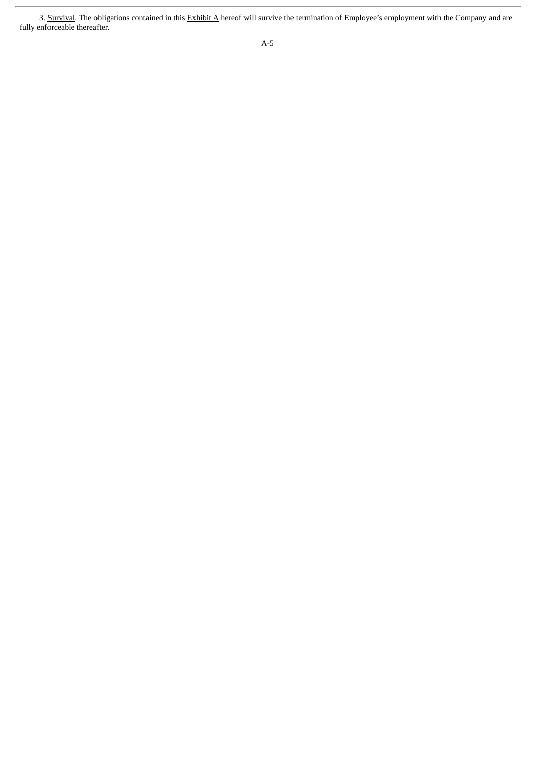3. Survival. The obligations contained in this Exhibit A hereof will survive the termination of Employee's employment with the Company and are fully enforceable thereafter.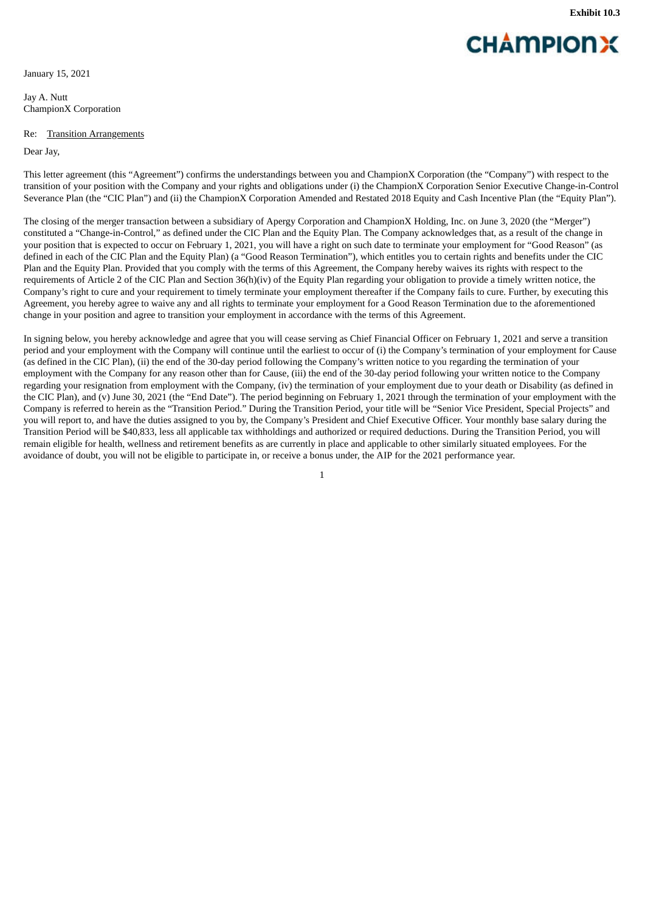Exhibit 10.3

CHAMPIONX

January 15, 2021

Jay A. Nutt
ChampionX Corporation

Re: Transition Arrangements

Dear Jay,

This letter agreement (this "Agreement") confirms the understandings between you and ChampionX Corporation (the "Company") with respect to the transition of your position with the Company and your rights and obligations under (i) the ChampionX Corporation Senior Executive Change-in-Control Severance Plan (the "CIC Plan") and (ii) the ChampionX Corporation Amended and Restated 2018 Equity and Cash Incentive Plan (the "Equity Plan").

The closing of the merger transaction between a subsidiary of Apergy Corporation and ChampionX Holding, Inc. on June 3, 2020 (the "Merger") constituted a "Change-in-Control," as defined under the CIC Plan and the Equity Plan. The Company acknowledges that, as a result of the change in your position that is expected to occur on February 1, 2021, you will have a right on such date to terminate your employment for "Good Reason" (as defined in each of the CIC Plan and the Equity Plan) (a "Good Reason Termination"), which entitles you to certain rights and benefits under the CIC Plan and the Equity Plan. Provided that you comply with the terms of this Agreement, the Company hereby waives its rights with respect to the requirements of Article 2 of the CIC Plan and Section 36(h)(iv) of the Equity Plan regarding your obligation to provide a timely written notice, the Company's right to cure and your requirement to timely terminate your employment thereafter if the Company fails to cure. Further, by executing this Agreement, you hereby agree to waive any and all rights to terminate your employment for a Good Reason Termination due to the aforementioned change in your position and agree to transition your employment in accordance with the terms of this Agreement.

In signing below, you hereby acknowledge and agree that you will cease serving as Chief Financial Officer on February 1, 2021 and serve a transition period and your employment with the Company will continue until the earliest to occur of (i) the Company's termination of your employment for Cause (as defined in the CIC Plan), (ii) the end of the 30-day period following the Company's written notice to you regarding the termination of your employment with the Company for any reason other than for Cause, (iii) the end of the 30-day period following your written notice to the Company regarding your resignation from employment with the Company, (iv) the termination of your employment due to your death or Disability (as defined in the CIC Plan), and (v) June 30, 2021 (the "End Date"). The period beginning on February 1, 2021 through the termination of your employment with the Company is referred to herein as the "Transition Period." During the Transition Period, your title will be "Senior Vice President, Special Projects" and you will report to, and have the duties assigned to you by, the Company's President and Chief Executive Officer. Your monthly base salary during the Transition Period will be $40,833, less all applicable tax withholdings and authorized or required deductions. During the Transition Period, you will remain eligible for health, wellness and retirement benefits as are currently in place and applicable to other similarly situated employees. For the avoidance of doubt, you will not be eligible to participate in, or receive a bonus under, the AIP for the 2021 performance year.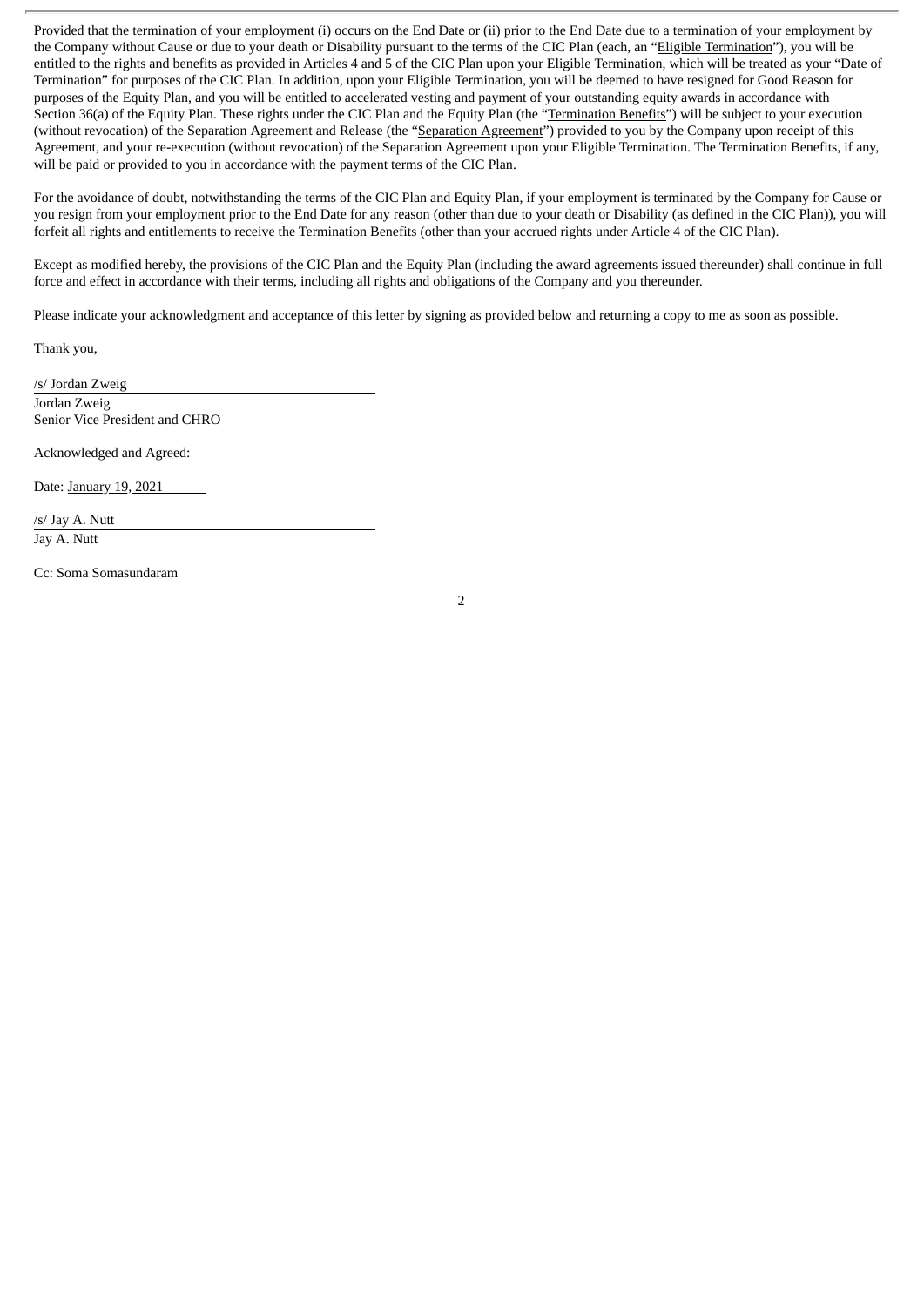Provided that the termination of your employment (i) occurs on the End Date or (ii) prior to the End Date due to a termination of your employment by the Company without Cause or due to your death or Disability pursuant to the terms of the CIC Plan (each, an "Eligible Termination"), you will be entitled to the rights and benefits as provided in Articles 4 and 5 of the CIC Plan upon your Eligible Termination, which will be treated as your "Date of Termination" for purposes of the CIC Plan. In addition, upon your Eligible Termination, you will be deemed to have resigned for Good Reason for purposes of the Equity Plan, and you will be entitled to accelerated vesting and payment of your outstanding equity awards in accordance with Section 36(a) of the Equity Plan. These rights under the CIC Plan and the Equity Plan (the "Termination Benefits") will be subject to your execution (without revocation) of the Separation Agreement and Release (the "Separation Agreement") provided to you by the Company upon receipt of this Agreement, and your re-execution (without revocation) of the Separation Agreement upon your Eligible Termination. The Termination Benefits, if any, will be paid or provided to you in accordance with the payment terms of the CIC Plan.

For the avoidance of doubt, notwithstanding the terms of the CIC Plan and Equity Plan, if your employment is terminated by the Company for Cause or you resign from your employment prior to the End Date for any reason (other than due to your death or Disability (as defined in the CIC Plan)), you will forfeit all rights and entitlements to receive the Termination Benefits (other than your accrued rights under Article 4 of the CIC Plan).

Except as modified hereby, the provisions of the CIC Plan and the Equity Plan (including the award agreements issued thereunder) shall continue in full force and effect in accordance with their terms, including all rights and obligations of the Company and you thereunder.

Please indicate your acknowledgment and acceptance of this letter by signing as provided below and returning a copy to me as soon as possible.

Thank you,

/s/ Jordan Zweig
Jordan Zweig
Senior Vice President and CHRO

Acknowledged and Agreed:

Date: January 19, 2021

/s/ Jay A. Nutt
Jay A. Nutt

Cc: Soma Somasundaram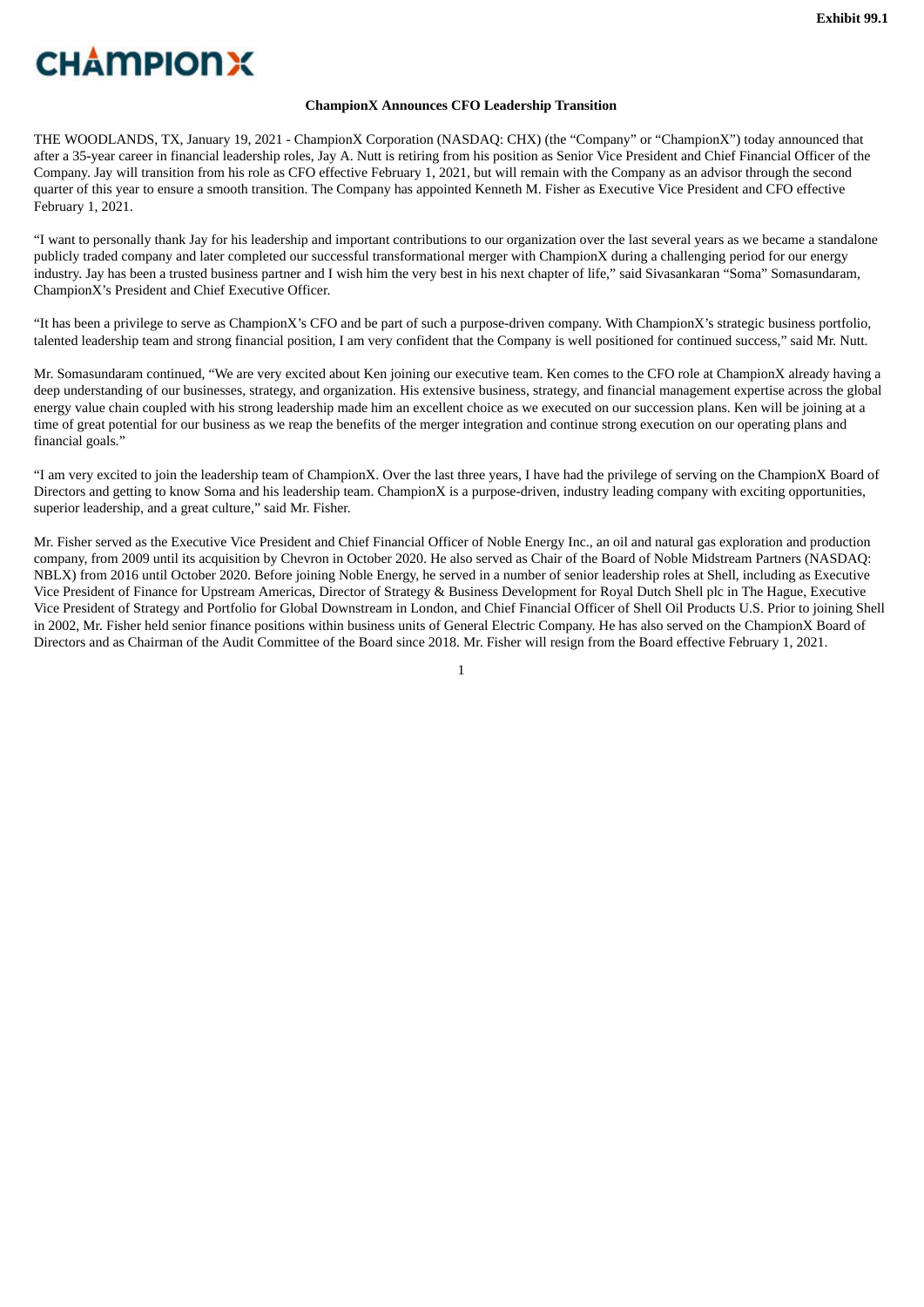Exhibit 99.1

CHAMPIONX

**ChampionX Announces CFO Leadership Transition**

THE WOODLANDS, TX, January 19, 2021 - ChampionX Corporation (NASDAQ: CHX) (the "Company" or "ChampionX") today announced that after a 35-year career in financial leadership roles, Jay A. Nutt is retiring from his position as Senior Vice President and Chief Financial Officer of the Company. Jay will transition from his role as CFO effective February 1, 2021, but will remain with the Company as an advisor through the second quarter of this year to ensure a smooth transition. The Company has appointed Kenneth M. Fisher as Executive Vice President and CFO effective February 1, 2021.

"I want to personally thank Jay for his leadership and important contributions to our organization over the last several years as we became a standalone publicly traded company and later completed our successful transformational merger with ChampionX during a challenging period for our energy industry. Jay has been a trusted business partner and I wish him the very best in his next chapter of life," said Sivasankaran "Soma" Somasundaram, ChampionX's President and Chief Executive Officer.

"It has been a privilege to serve as ChampionX's CFO and be part of such a purpose-driven company. With ChampionX's strategic business portfolio, talented leadership team and strong financial position, I am very confident that the Company is well positioned for continued success," said Mr. Nutt.

Mr. Somasundaram continued, "We are very excited about Ken joining our executive team. Ken comes to the CFO role at ChampionX already having a deep understanding of our businesses, strategy, and organization. His extensive business, strategy, and financial management expertise across the global energy value chain coupled with his strong leadership made him an excellent choice as we executed on our succession plans. Ken will be joining at a time of great potential for our business as we reap the benefits of the merger integration and continue strong execution on our operating plans and financial goals."

"I am very excited to join the leadership team of ChampionX. Over the last three years, I have had the privilege of serving on the ChampionX Board of Directors and getting to know Soma and his leadership team. ChampionX is a purpose-driven, industry leading company with exciting opportunities, superior leadership, and a great culture," said Mr. Fisher.

Mr. Fisher served as the Executive Vice President and Chief Financial Officer of Noble Energy Inc., an oil and natural gas exploration and production company, from 2009 until its acquisition by Chevron in October 2020. He also served as Chair of the Board of Noble Midstream Partners (NASDAQ: NBLX) from 2016 until October 2020. Before joining Noble Energy, he served in a number of senior leadership roles at Shell, including as Executive Vice President of Finance for Upstream Americas, Director of Strategy & Business Development for Royal Dutch Shell plc in The Hague, Executive Vice President of Strategy and Portfolio for Global Downstream in London, and Chief Financial Officer of Shell Oil Products U.S. Prior to joining Shell in 2002, Mr. Fisher held senior finance positions within business units of General Electric Company. He has also served on the ChampionX Board of Directors and as Chairman of the Audit Committee of the Board since 2018. Mr. Fisher will resign from the Board effective February 1, 2021.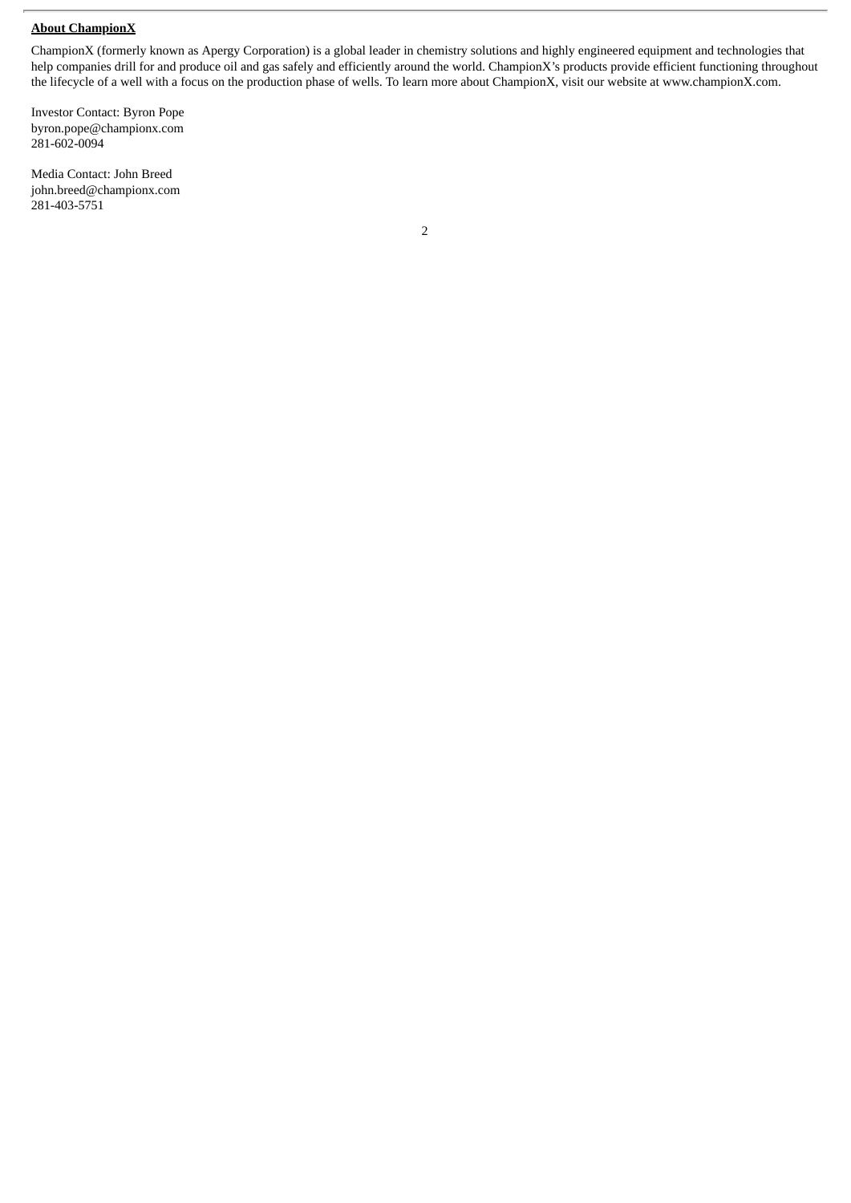**About ChampionX**

ChampionX (formerly known as Apergy Corporation) is a global leader in chemistry solutions and highly engineered equipment and technologies that help companies drill for and produce oil and gas safely and efficiently around the world. ChampionX's products provide efficient functioning throughout the lifecycle of a well with a focus on the production phase of wells. To learn more about ChampionX, visit our website at www.championX.com.

Investor Contact: Byron Pope
byron.pope@championx.com
281-602-0094

Media Contact: John Breed
john.breed@championx.com
281-403-5751